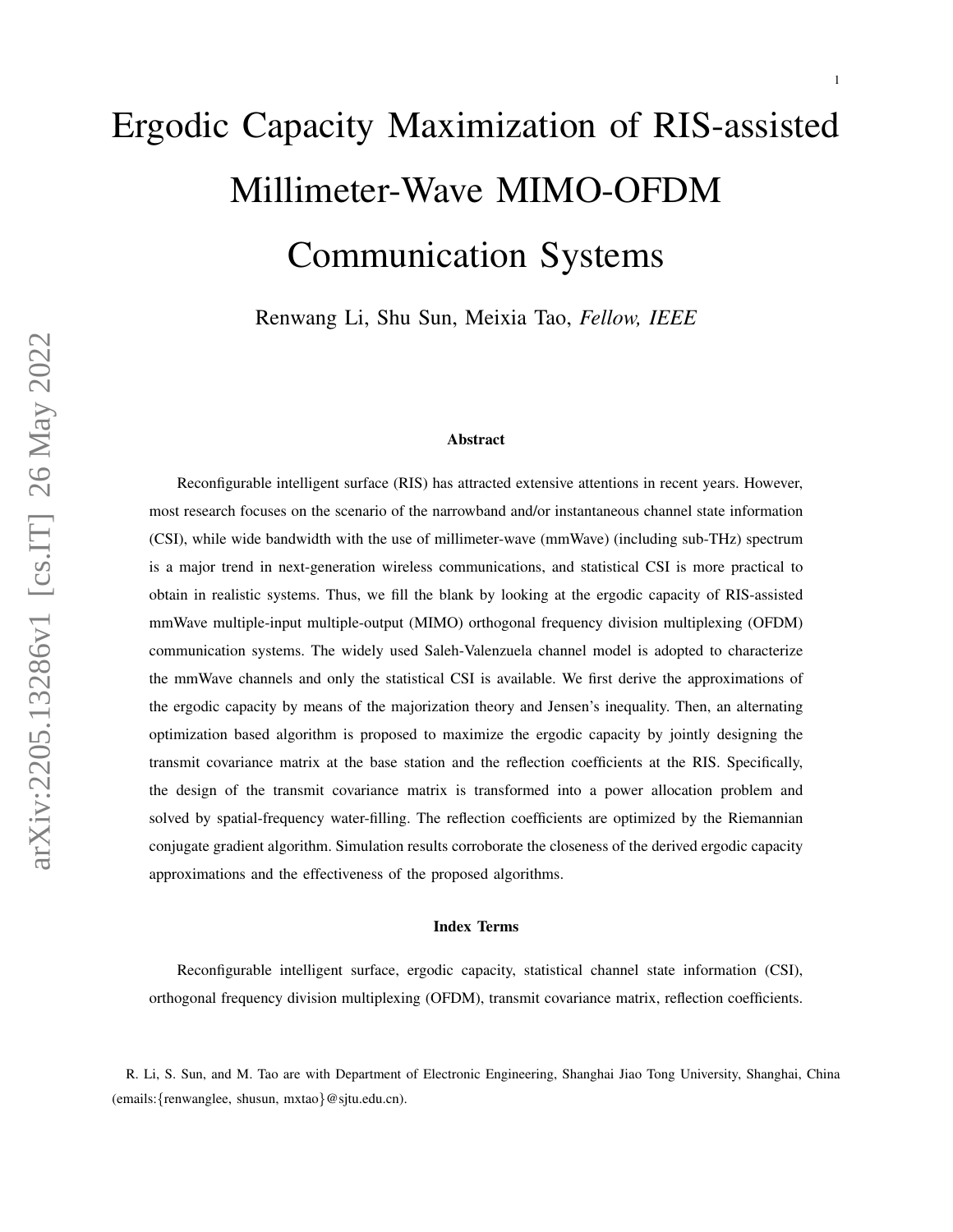# Ergodic Capacity Maximization of RIS-assisted Millimeter-Wave MIMO-OFDM Communication Systems

Renwang Li, Shu Sun, Meixia Tao, *Fellow, IEEE*

### Abstract

Reconfigurable intelligent surface (RIS) has attracted extensive attentions in recent years. However, most research focuses on the scenario of the narrowband and/or instantaneous channel state information (CSI), while wide bandwidth with the use of millimeter-wave (mmWave) (including sub-THz) spectrum is a major trend in next-generation wireless communications, and statistical CSI is more practical to obtain in realistic systems. Thus, we fill the blank by looking at the ergodic capacity of RIS-assisted mmWave multiple-input multiple-output (MIMO) orthogonal frequency division multiplexing (OFDM) communication systems. The widely used Saleh-Valenzuela channel model is adopted to characterize the mmWave channels and only the statistical CSI is available. We first derive the approximations of the ergodic capacity by means of the majorization theory and Jensen's inequality. Then, an alternating optimization based algorithm is proposed to maximize the ergodic capacity by jointly designing the transmit covariance matrix at the base station and the reflection coefficients at the RIS. Specifically, the design of the transmit covariance matrix is transformed into a power allocation problem and solved by spatial-frequency water-filling. The reflection coefficients are optimized by the Riemannian conjugate gradient algorithm. Simulation results corroborate the closeness of the derived ergodic capacity approximations and the effectiveness of the proposed algorithms.

### Index Terms

Reconfigurable intelligent surface, ergodic capacity, statistical channel state information (CSI), orthogonal frequency division multiplexing (OFDM), transmit covariance matrix, reflection coefficients.

R. Li, S. Sun, and M. Tao are with Department of Electronic Engineering, Shanghai Jiao Tong University, Shanghai, China (emails:{renwanglee, shusun, mxtao}@sjtu.edu.cn).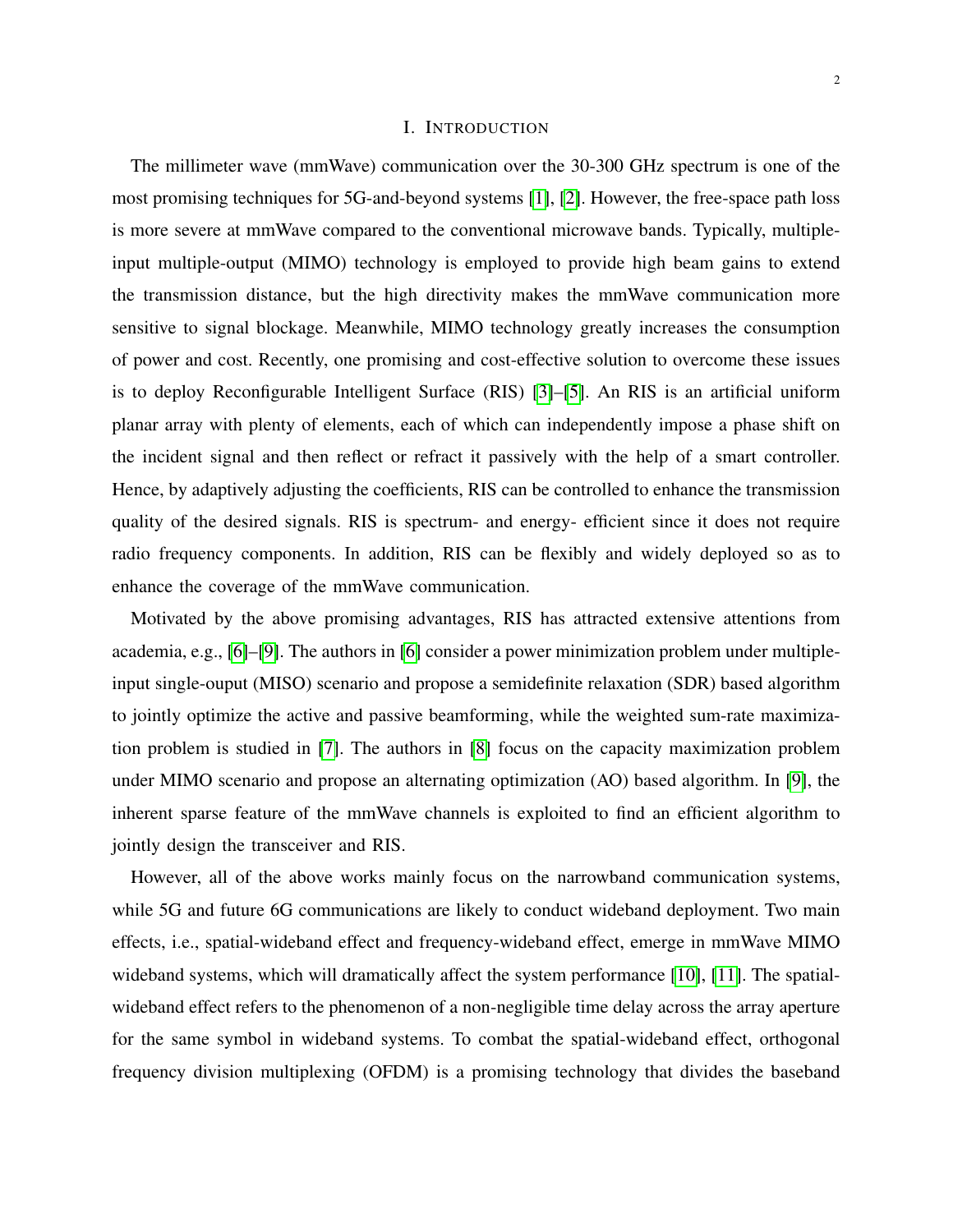# I. Introduction

The millimeter wave (mmWave) communication over the 30-300 GHz spectrum is one of the most promising techniques for 5G-and-beyond systems [1], [2]. However, the free-space path loss is more severe at mmWave compared to the conventional microwave bands. Typically, multiple-input multiple-output (MIMO) technology is employed to provide high beam gains to extend the transmission distance, but the high directivity makes the mmWave communication more sensitive to signal blockage. Meanwhile, MIMO technology greatly increases the consumption of power and cost. Recently, one promising and cost-effective solution to overcome these issues is to deploy Reconfigurable Intelligent Surface (RIS) [3]–[5]. An RIS is an artificial uniform planar array with plenty of elements, each of which can independently impose a phase shift on the incident signal and then reflect or refract it passively with the help of a smart controller. Hence, by adaptively adjusting the coefficients, RIS can be controlled to enhance the transmission quality of the desired signals. RIS is spectrum- and energy- efficient since it does not require radio frequency components. In addition, RIS can be flexibly and widely deployed so as to enhance the coverage of the mmWave communication.

Motivated by the above promising advantages, RIS has attracted extensive attentions from academia, e.g., [6]–[9]. The authors in [6] consider a power minimization problem under multiple-input single-ouput (MISO) scenario and propose a semidefinite relaxation (SDR) based algorithm to jointly optimize the active and passive beamforming, while the weighted sum-rate maximization problem is studied in [7]. The authors in [8] focus on the capacity maximization problem under MIMO scenario and propose an alternating optimization (AO) based algorithm. In [9], the inherent sparse feature of the mmWave channels is exploited to find an efficient algorithm to jointly design the transceiver and RIS.

However, all of the above works mainly focus on the narrowband communication systems, while 5G and future 6G communications are likely to conduct wideband deployment. Two main effects, i.e., spatial-wideband effect and frequency-wideband effect, emerge in mmWave MIMO wideband systems, which will dramatically affect the system performance [10], [11]. The spatial-wideband effect refers to the phenomenon of a non-negligible time delay across the array aperture for the same symbol in wideband systems. To combat the spatial-wideband effect, orthogonal frequency division multiplexing (OFDM) is a promising technology that divides the baseband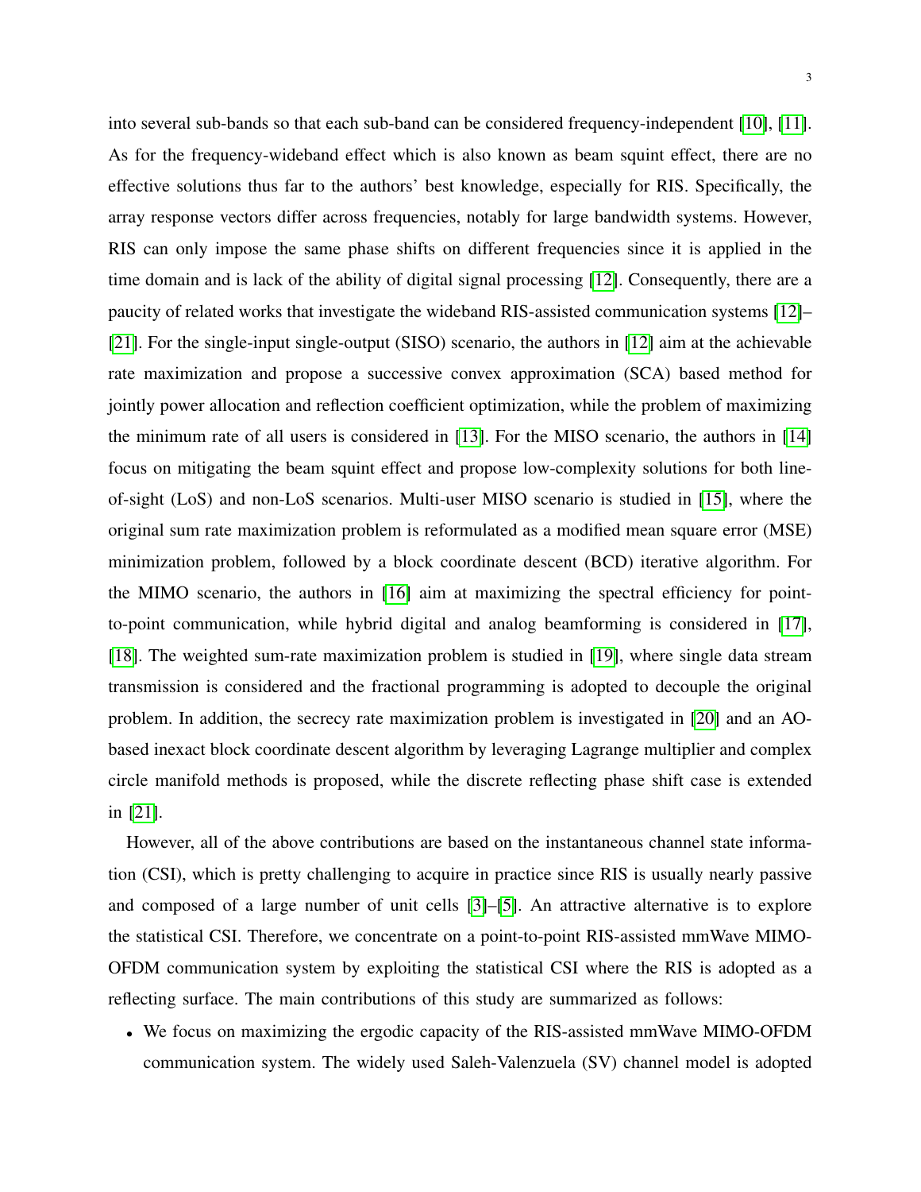into several sub-bands so that each sub-band can be considered frequency-independent [10], [11]. As for the frequency-wideband effect which is also known as beam squint effect, there are no effective solutions thus far to the authors' best knowledge, especially for RIS. Specifically, the array response vectors differ across frequencies, notably for large bandwidth systems. However, RIS can only impose the same phase shifts on different frequencies since it is applied in the time domain and is lack of the ability of digital signal processing [12]. Consequently, there are a paucity of related works that investigate the wideband RIS-assisted communication systems [12]–[21]. For the single-input single-output (SISO) scenario, the authors in [12] aim at the achievable rate maximization and propose a successive convex approximation (SCA) based method for jointly power allocation and reflection coefficient optimization, while the problem of maximizing the minimum rate of all users is considered in [13]. For the MISO scenario, the authors in [14] focus on mitigating the beam squint effect and propose low-complexity solutions for both line-of-sight (LoS) and non-LoS scenarios. Multi-user MISO scenario is studied in [15], where the original sum rate maximization problem is reformulated as a modified mean square error (MSE) minimization problem, followed by a block coordinate descent (BCD) iterative algorithm. For the MIMO scenario, the authors in [16] aim at maximizing the spectral efficiency for point-to-point communication, while hybrid digital and analog beamforming is considered in [17], [18]. The weighted sum-rate maximization problem is studied in [19], where single data stream transmission is considered and the fractional programming is adopted to decouple the original problem. In addition, the secrecy rate maximization problem is investigated in [20] and an AO-based inexact block coordinate descent algorithm by leveraging Lagrange multiplier and complex circle manifold methods is proposed, while the discrete reflecting phase shift case is extended in [21].

However, all of the above contributions are based on the instantaneous channel state information (CSI), which is pretty challenging to acquire in practice since RIS is usually nearly passive and composed of a large number of unit cells [3]–[5]. An attractive alternative is to explore the statistical CSI. Therefore, we concentrate on a point-to-point RIS-assisted mmWave MIMO-OFDM communication system by exploiting the statistical CSI where the RIS is adopted as a reflecting surface. The main contributions of this study are summarized as follows:

- We focus on maximizing the ergodic capacity of the RIS-assisted mmWave MIMO-OFDM communication system. The widely used Saleh-Valenzuela (SV) channel model is adopted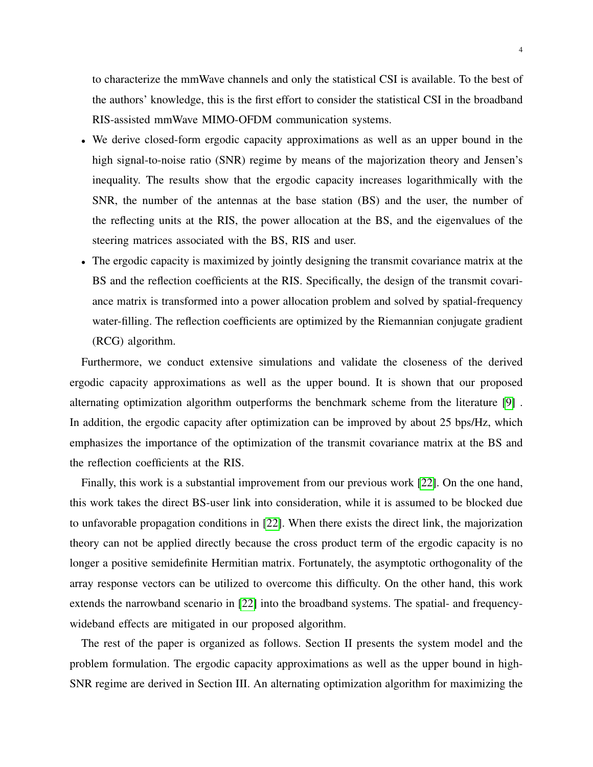to characterize the mmWave channels and only the statistical CSI is available. To the best of the authors' knowledge, this is the first effort to consider the statistical CSI in the broadband RIS-assisted mmWave MIMO-OFDM communication systems.

- We derive closed-form ergodic capacity approximations as well as an upper bound in the high signal-to-noise ratio (SNR) regime by means of the majorization theory and Jensen's inequality. The results show that the ergodic capacity increases logarithmically with the SNR, the number of the antennas at the base station (BS) and the user, the number of the reflecting units at the RIS, the power allocation at the BS, and the eigenvalues of the steering matrices associated with the BS, RIS and user.
- The ergodic capacity is maximized by jointly designing the transmit covariance matrix at the BS and the reflection coefficients at the RIS. Specifically, the design of the transmit covariance matrix is transformed into a power allocation problem and solved by spatial-frequency water-filling. The reflection coefficients are optimized by the Riemannian conjugate gradient (RCG) algorithm.

Furthermore, we conduct extensive simulations and validate the closeness of the derived ergodic capacity approximations as well as the upper bound. It is shown that our proposed alternating optimization algorithm outperforms the benchmark scheme from the literature [9] . In addition, the ergodic capacity after optimization can be improved by about 25 bps/Hz, which emphasizes the importance of the optimization of the transmit covariance matrix at the BS and the reflection coefficients at the RIS.

Finally, this work is a substantial improvement from our previous work [22]. On the one hand, this work takes the direct BS-user link into consideration, while it is assumed to be blocked due to unfavorable propagation conditions in [22]. When there exists the direct link, the majorization theory can not be applied directly because the cross product term of the ergodic capacity is no longer a positive semidefinite Hermitian matrix. Fortunately, the asymptotic orthogonality of the array response vectors can be utilized to overcome this difficulty. On the other hand, this work extends the narrowband scenario in [22] into the broadband systems. The spatial- and frequency-wideband effects are mitigated in our proposed algorithm.

The rest of the paper is organized as follows. Section II presents the system model and the problem formulation. The ergodic capacity approximations as well as the upper bound in high-SNR regime are derived in Section III. An alternating optimization algorithm for maximizing the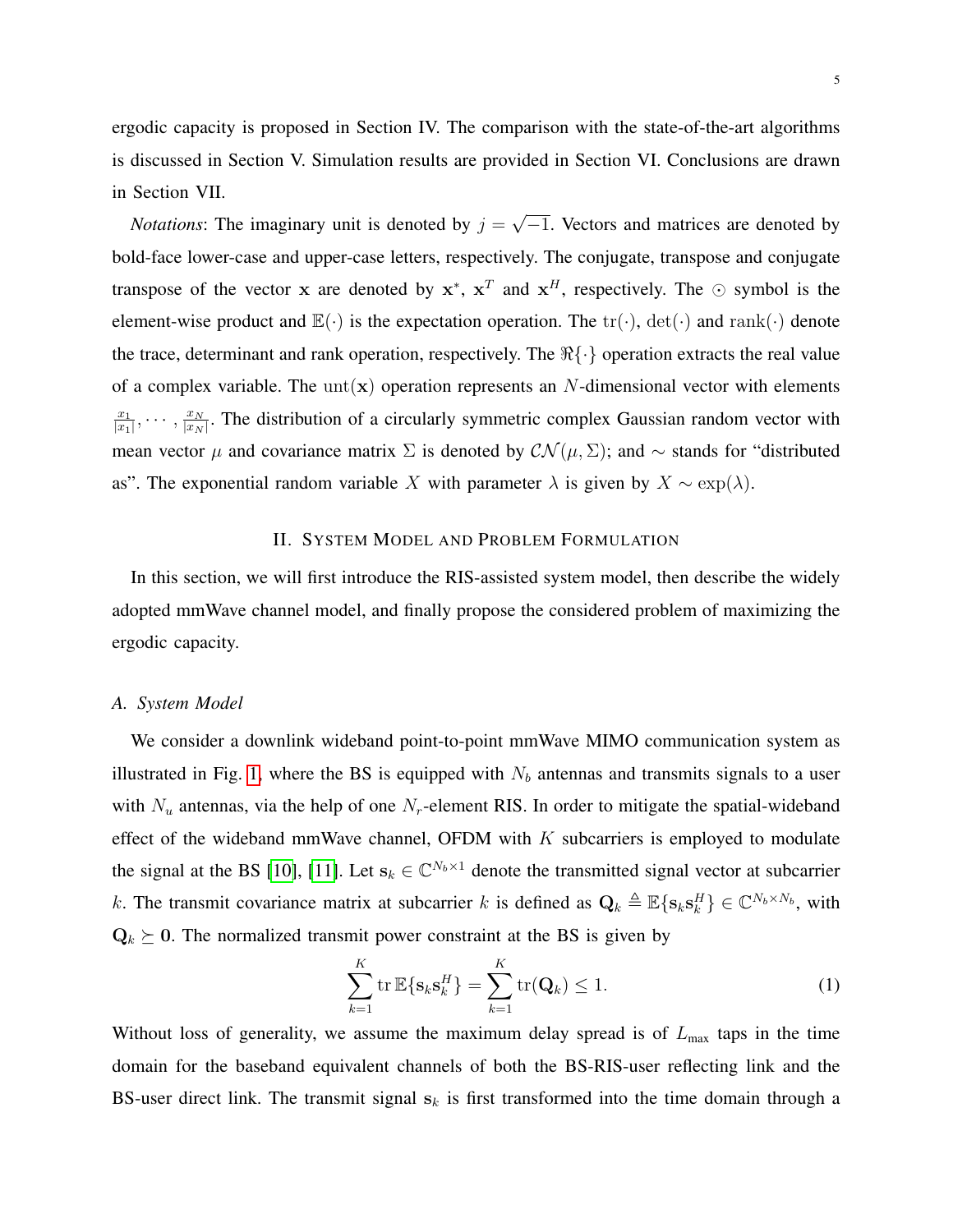ergodic capacity is proposed in Section IV. The comparison with the state-of-the-art algorithms is discussed in Section V. Simulation results are provided in Section VI. Conclusions are drawn in Section VII.

*Notations*: The imaginary unit is denoted by $j = \sqrt{-1}$. Vectors and matrices are denoted by bold-face lower-case and upper-case letters, respectively. The conjugate, transpose and conjugate transpose of the vector $\mathbf{x}$ are denoted by $\mathbf{x}^*$, $\mathbf{x}^T$ and $\mathbf{x}^H$, respectively. The $\odot$ symbol is the element-wise product and $\mathbb{E}(\cdot)$ is the expectation operation. The $\mathrm{tr}(\cdot)$, $\det(\cdot)$ and $\mathrm{rank}(\cdot)$ denote the trace, determinant and rank operation, respectively. The $\Re\{\cdot\}$ operation extracts the real value of a complex variable. The $\mathrm{unt}(\mathbf{x})$ operation represents an $N$-dimensional vector with elements $\frac{x_1}{|x_1|}, \cdots, \frac{x_N}{|x_N|}$. The distribution of a circularly symmetric complex Gaussian random vector with mean vector $\mu$ and covariance matrix $\Sigma$ is denoted by $\mathcal{CN}(\mu, \Sigma)$; and $\sim$ stands for "distributed as". The exponential random variable $X$ with parameter $\lambda$ is given by $X \sim \exp(\lambda)$.

## II. System Model and Problem Formulation

In this section, we will first introduce the RIS-assisted system model, then describe the widely adopted mmWave channel model, and finally propose the considered problem of maximizing the ergodic capacity.

### A. System Model

We consider a downlink wideband point-to-point mmWave MIMO communication system as illustrated in Fig. 1, where the BS is equipped with $N_b$ antennas and transmits signals to a user with $N_u$ antennas, via the help of one $N_r$-element RIS. In order to mitigate the spatial-wideband effect of the wideband mmWave channel, OFDM with $K$ subcarriers is employed to modulate the signal at the BS [10], [11]. Let $\mathbf{s}_k \in \mathbb{C}^{N_b \times 1}$ denote the transmitted signal vector at subcarrier $k$. The transmit covariance matrix at subcarrier $k$ is defined as $\mathbf{Q}_k \triangleq \mathbb{E}\{\mathbf{s}_k \mathbf{s}_k^H\} \in \mathbb{C}^{N_b \times N_b}$, with $\mathbf{Q}_k \succeq \mathbf{0}$. The normalized transmit power constraint at the BS is given by

$$\sum_{k=1}^{K} \mathrm{tr}\, \mathbb{E}\{\mathbf{s}_k \mathbf{s}_k^H\} = \sum_{k=1}^{K} \mathrm{tr}(\mathbf{Q}_k) \leq 1. \tag{1}$$

Without loss of generality, we assume the maximum delay spread is of $L_{\max}$ taps in the time domain for the baseband equivalent channels of both the BS-RIS-user reflecting link and the BS-user direct link. The transmit signal $\mathbf{s}_k$ is first transformed into the time domain through a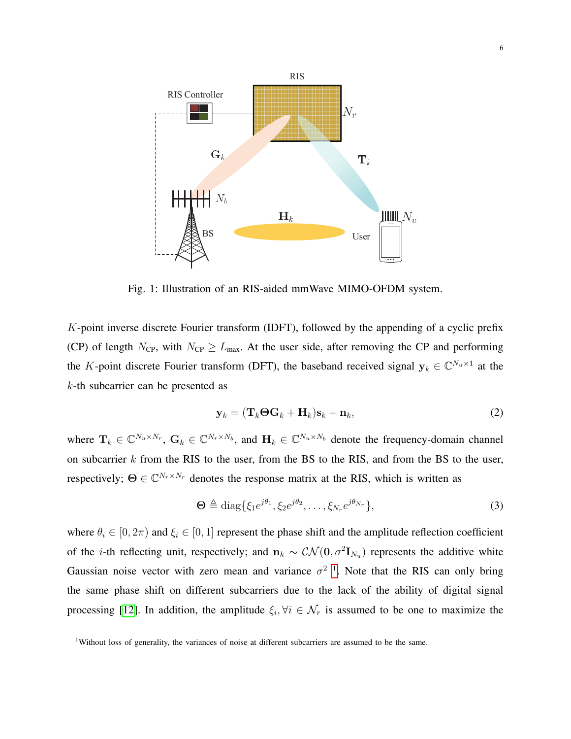Fig. 1: Illustration of an RIS-aided mmWave MIMO-OFDM system.

$K$-point inverse discrete Fourier transform (IDFT), followed by the appending of a cyclic prefix (CP) of length $N_{\text{CP}}$, with $N_{\text{CP}} \geq L_{\text{max}}$. At the user side, after removing the CP and performing the $K$-point discrete Fourier transform (DFT), the baseband received signal $\mathbf{y}_k \in \mathbb{C}^{N_u \times 1}$ at the $k$-th subcarrier can be presented as

$$\mathbf{y}_k = (\mathbf{T}_k \boldsymbol{\Theta} \mathbf{G}_k + \mathbf{H}_k)\mathbf{s}_k + \mathbf{n}_k, \tag{2}$$

where $\mathbf{T}_k \in \mathbb{C}^{N_u \times N_r}$, $\mathbf{G}_k \in \mathbb{C}^{N_r \times N_b}$, and $\mathbf{H}_k \in \mathbb{C}^{N_u \times N_b}$ denote the frequency-domain channel on subcarrier $k$ from the RIS to the user, from the BS to the RIS, and from the BS to the user, respectively; $\boldsymbol{\Theta} \in \mathbb{C}^{N_r \times N_r}$ denotes the response matrix at the RIS, which is written as

$$\boldsymbol{\Theta} \triangleq \text{diag}\{\xi_1 e^{j\theta_1}, \xi_2 e^{j\theta_2}, \ldots, \xi_{N_r} e^{j\theta_{N_r}}\}, \tag{3}$$

where $\theta_i \in [0, 2\pi)$ and $\xi_i \in [0, 1]$ represent the phase shift and the amplitude reflection coefficient of the $i$-th reflecting unit, respectively; and $\mathbf{n}_k \sim \mathcal{CN}(\mathbf{0}, \sigma^2 \mathbf{I}_{N_u})$ represents the additive white Gaussian noise vector with zero mean and variance $\sigma^2$ [1]. Note that the RIS can only bring the same phase shift on different subcarriers due to the lack of the ability of digital signal processing [12]. In addition, the amplitude $\xi_i, \forall i \in \mathcal{N}_r$ is assumed to be one to maximize the

[1]Without loss of generality, the variances of noise at different subcarriers are assumed to be the same.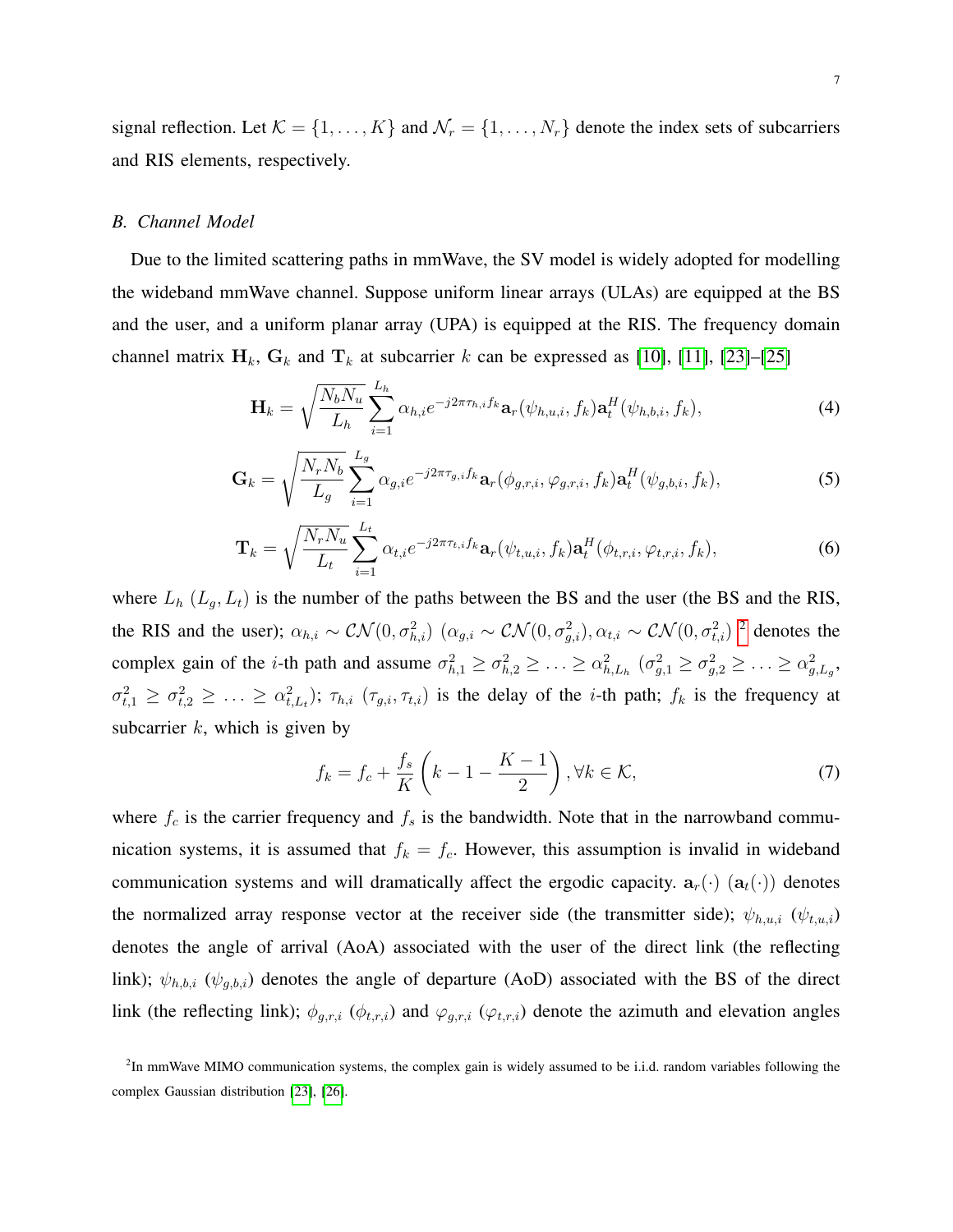signal reflection. Let $\mathcal{K} = \{1, \ldots, K\}$ and $\mathcal{N}_r = \{1, \ldots, N_r\}$ denote the index sets of subcarriers and RIS elements, respectively.

### *B. Channel Model*

Due to the limited scattering paths in mmWave, the SV model is widely adopted for modelling the wideband mmWave channel. Suppose uniform linear arrays (ULAs) are equipped at the BS and the user, and a uniform planar array (UPA) is equipped at the RIS. The frequency domain channel matrix $\mathbf{H}_k$, $\mathbf{G}_k$ and $\mathbf{T}_k$ at subcarrier $k$ can be expressed as [10], [11], [23]–[25]

$$\mathbf{H}_k = \sqrt{\frac{N_b N_u}{L_h}} \sum_{i=1}^{L_h} \alpha_{h,i} e^{-j2\pi\tau_{h,i} f_k} \mathbf{a}_r(\psi_{h,u,i}, f_k) \mathbf{a}_t^H(\psi_{h,b,i}, f_k), \tag{4}$$

$$\mathbf{G}_k = \sqrt{\frac{N_r N_b}{L_g}} \sum_{i=1}^{L_g} \alpha_{g,i} e^{-j2\pi\tau_{g,i} f_k} \mathbf{a}_r(\phi_{g,r,i}, \varphi_{g,r,i}, f_k) \mathbf{a}_t^H(\psi_{g,b,i}, f_k), \tag{5}$$

$$\mathbf{T}_k = \sqrt{\frac{N_r N_u}{L_t}} \sum_{i=1}^{L_t} \alpha_{t,i} e^{-j2\pi\tau_{t,i} f_k} \mathbf{a}_r(\psi_{t,u,i}, f_k) \mathbf{a}_t^H(\phi_{t,r,i}, \varphi_{t,r,i}, f_k), \tag{6}$$

where $L_h$ ($L_g$, $L_t$) is the number of the paths between the BS and the user (the BS and the RIS, the RIS and the user); $\alpha_{h,i} \sim \mathcal{CN}(0, \sigma_{h,i}^2)$ ($\alpha_{g,i} \sim \mathcal{CN}(0, \sigma_{g,i}^2), \alpha_{t,i} \sim \mathcal{CN}(0, \sigma_{t,i}^2)$) [2] denotes the complex gain of the $i$-th path and assume $\sigma_{h,1}^2 \geq \sigma_{h,2}^2 \geq \ldots \geq \alpha_{h,L_h}^2$ ($\sigma_{g,1}^2 \geq \sigma_{g,2}^2 \geq \ldots \geq \alpha_{g,L_g}^2$, $\sigma_{t,1}^2 \geq \sigma_{t,2}^2 \geq \ldots \geq \alpha_{t,L_t}^2$); $\tau_{h,i}$ ($\tau_{g,i}, \tau_{t,i}$) is the delay of the $i$-th path; $f_k$ is the frequency at subcarrier $k$, which is given by

$$f_k = f_c + \frac{f_s}{K}\left(k - 1 - \frac{K-1}{2}\right), \forall k \in \mathcal{K}, \tag{7}$$

where $f_c$ is the carrier frequency and $f_s$ is the bandwidth. Note that in the narrowband communication systems, it is assumed that $f_k = f_c$. However, this assumption is invalid in wideband communication systems and will dramatically affect the ergodic capacity. $\mathbf{a}_r(\cdot)$ ($\mathbf{a}_t(\cdot)$) denotes the normalized array response vector at the receiver side (the transmitter side); $\psi_{h,u,i}$ ($\psi_{t,u,i}$) denotes the angle of arrival (AoA) associated with the user of the direct link (the reflecting link); $\psi_{h,b,i}$ ($\psi_{g,b,i}$) denotes the angle of departure (AoD) associated with the BS of the direct link (the reflecting link); $\phi_{g,r,i}$ ($\phi_{t,r,i}$) and $\varphi_{g,r,i}$ ($\varphi_{t,r,i}$) denote the azimuth and elevation angles

[2] In mmWave MIMO communication systems, the complex gain is widely assumed to be i.i.d. random variables following the complex Gaussian distribution [23], [26].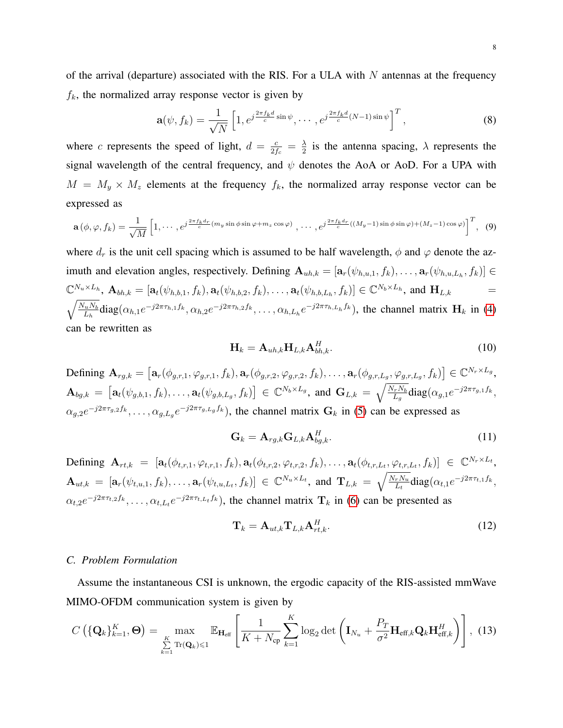of the arrival (departure) associated with the RIS. For a ULA with $N$ antennas at the frequency $f_k$, the normalized array response vector is given by

$$\mathbf{a}(\psi, f_k) = \frac{1}{\sqrt{N}} \left[1, e^{j\frac{2\pi f_k d}{c}\sin\psi}, \cdots, e^{j\frac{2\pi f_k d}{c}(N-1)\sin\psi}\right]^T, \tag{8}$$

where $c$ represents the speed of light, $d = \frac{c}{2f_c} = \frac{\lambda}{2}$ is the antenna spacing, $\lambda$ represents the signal wavelength of the central frequency, and $\psi$ denotes the AoA or AoD. For a UPA with $M = M_y \times M_z$ elements at the frequency $f_k$, the normalized array response vector can be expressed as

$$\mathbf{a}(\phi, \varphi, f_k) = \frac{1}{\sqrt{M}} \left[1, \cdots, e^{j\frac{2\pi f_k d_r}{c}(m_y \sin\phi \sin\varphi + m_z \cos\varphi)}, \cdots, e^{j\frac{2\pi f_k d_r}{c}((M_y-1)\sin\phi\sin\varphi) + (M_z-1)\cos\varphi)}\right]^T, \tag{9}$$

where $d_r$ is the unit cell spacing which is assumed to be half wavelength, $\phi$ and $\varphi$ denote the azimuth and elevation angles, respectively. Defining $\mathbf{A}_{uh,k} = [\mathbf{a}_r(\psi_{h,u,1}, f_k), \ldots, \mathbf{a}_r(\psi_{h,u,L_h}, f_k)] \in \mathbb{C}^{N_u \times L_h}$, $\mathbf{A}_{bh,k} = [\mathbf{a}_t(\psi_{h,b,1}, f_k), \mathbf{a}_t(\psi_{h,b,2}, f_k), \ldots, \mathbf{a}_t(\psi_{h,b,L_h}, f_k)] \in \mathbb{C}^{N_b \times L_h}$, and $\mathbf{H}_{L,k} = \sqrt{\frac{N_u N_b}{L_h}} \text{diag}(\alpha_{h,1} e^{-j2\pi\tau_{h,1} f_k}, \alpha_{h,2} e^{-j2\pi\tau_{h,2} f_k}, \ldots, \alpha_{h,L_h} e^{-j2\pi\tau_{h,L_h} f_k})$, the channel matrix $\mathbf{H}_k$ in (4) can be rewritten as

$$\mathbf{H}_k = \mathbf{A}_{uh,k} \mathbf{H}_{L,k} \mathbf{A}_{bh,k}^H. \tag{10}$$

Defining $\mathbf{A}_{rg,k} = \left[\mathbf{a}_r(\phi_{g,r,1}, \varphi_{g,r,1}, f_k), \mathbf{a}_r(\phi_{g,r,2}, \varphi_{g,r,2}, f_k), \ldots, \mathbf{a}_r(\phi_{g,r,L_g}, \varphi_{g,r,L_g}, f_k)\right] \in \mathbb{C}^{N_r \times L_g}$, $\mathbf{A}_{bg,k} = \left[\mathbf{a}_t(\psi_{g,b,1}, f_k), \ldots, \mathbf{a}_t(\psi_{g,b,L_g}, f_k)\right] \in \mathbb{C}^{N_b \times L_g}$, and $\mathbf{G}_{L,k} = \sqrt{\frac{N_r N_b}{L_g}} \text{diag}(\alpha_{g,1} e^{-j2\pi\tau_{g,1} f_k}, \alpha_{g,2} e^{-j2\pi\tau_{g,2} f_k}, \ldots, \alpha_{g,L_g} e^{-j2\pi\tau_{g,L_g} f_k})$, the channel matrix $\mathbf{G}_k$ in (5) can be expressed as

$$\mathbf{G}_k = \mathbf{A}_{rg,k} \mathbf{G}_{L,k} \mathbf{A}_{bg,k}^H. \tag{11}$$

Defining $\mathbf{A}_{rt,k} = [\mathbf{a}_t(\phi_{t,r,1}, \varphi_{t,r,1}, f_k), \mathbf{a}_t(\phi_{t,r,2}, \varphi_{t,r,2}, f_k), \ldots, \mathbf{a}_t(\phi_{t,r,L_t}, \varphi_{t,r,L_t}, f_k)] \in \mathbb{C}^{N_r \times L_t}$, $\mathbf{A}_{ut,k} = [\mathbf{a}_r(\psi_{t,u,1}, f_k), \ldots, \mathbf{a}_r(\psi_{t,u,L_t}, f_k)] \in \mathbb{C}^{N_u \times L_t}$, and $\mathbf{T}_{L,k} = \sqrt{\frac{N_r N_u}{L_t}} \text{diag}(\alpha_{t,1} e^{-j2\pi\tau_{t,1} f_k}, \alpha_{t,2} e^{-j2\pi\tau_{t,2} f_k}, \ldots, \alpha_{t,L_t} e^{-j2\pi\tau_{t,L_t} f_k})$, the channel matrix $\mathbf{T}_k$ in (6) can be presented as

$$\mathbf{T}_k = \mathbf{A}_{ut,k} \mathbf{T}_{L,k} \mathbf{A}_{rt,k}^H. \tag{12}$$

### C. Problem Formulation

Assume the instantaneous CSI is unknown, the ergodic capacity of the RIS-assisted mmWave MIMO-OFDM communication system is given by

$$C\left(\{\mathbf{Q}_k\}_{k=1}^K, \boldsymbol{\Theta}\right) = \max_{\sum\limits_{k=1}^{K} \text{Tr}(\mathbf{Q}_k) \leqslant 1} \mathbb{E}_{\mathbf{H}_{\text{eff}}} \left[\frac{1}{K + N_{\text{cp}}} \sum_{k=1}^{K} \log_2 \det\left(\mathbf{I}_{N_u} + \frac{P_T}{\sigma^2} \mathbf{H}_{\text{eff},k} \mathbf{Q}_k \mathbf{H}_{\text{eff},k}^H\right)\right], \tag{13}$$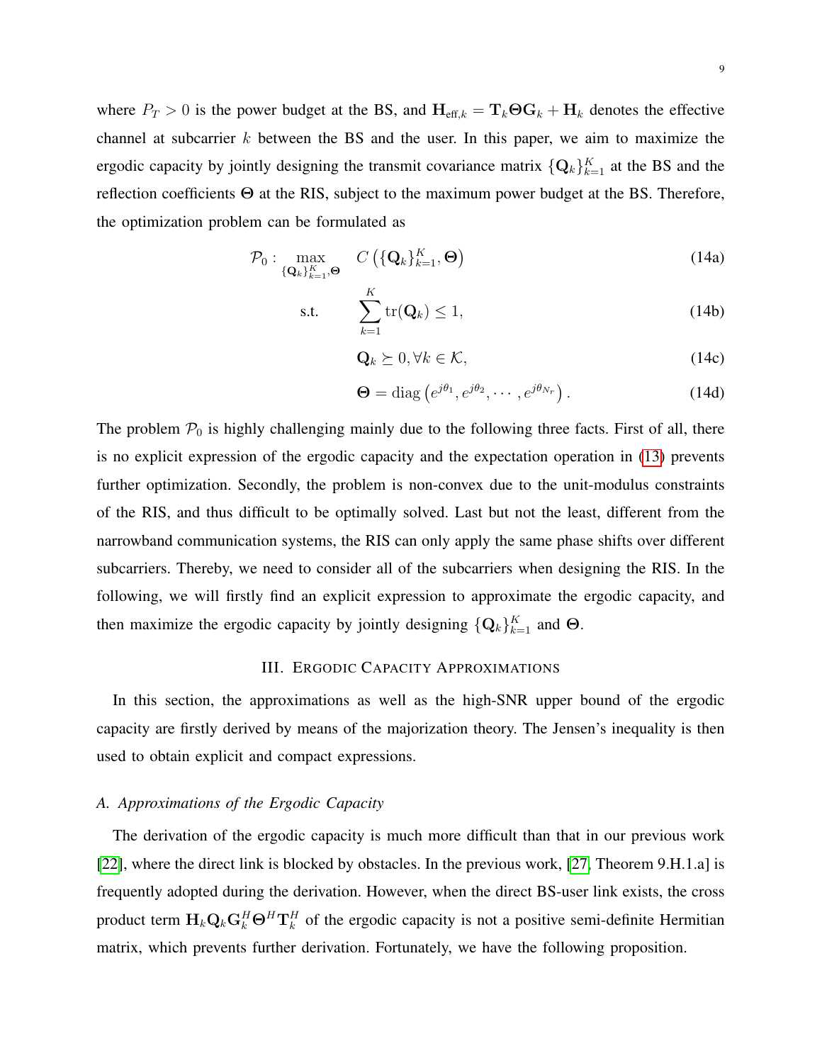where $P_T > 0$ is the power budget at the BS, and $\mathbf{H}_{\text{eff},k} = \mathbf{T}_k \boldsymbol{\Theta} \mathbf{G}_k + \mathbf{H}_k$ denotes the effective channel at subcarrier $k$ between the BS and the user. In this paper, we aim to maximize the ergodic capacity by jointly designing the transmit covariance matrix $\{\mathbf{Q}_k\}_{k=1}^K$ at the BS and the reflection coefficients $\boldsymbol{\Theta}$ at the RIS, subject to the maximum power budget at the BS. Therefore, the optimization problem can be formulated as

$$
\begin{aligned}
\mathcal{P}_0: \max_{\{\mathbf{Q}_k\}_{k=1}^K, \boldsymbol{\Theta}} \quad & C\left(\{\mathbf{Q}_k\}_{k=1}^K, \boldsymbol{\Theta}\right) && \text{(14a)} \\
\text{s.t.} \quad & \sum_{k=1}^{K} \text{tr}(\mathbf{Q}_k) \leq 1, && \text{(14b)} \\
& \mathbf{Q}_k \succeq 0, \forall k \in \mathcal{K}, && \text{(14c)} \\
& \boldsymbol{\Theta} = \text{diag}\left(e^{j\theta_1}, e^{j\theta_2}, \cdots, e^{j\theta_{N_r}}\right). && \text{(14d)}
\end{aligned}
$$

The problem $\mathcal{P}_0$ is highly challenging mainly due to the following three facts. First of all, there is no explicit expression of the ergodic capacity and the expectation operation in (13) prevents further optimization. Secondly, the problem is non-convex due to the unit-modulus constraints of the RIS, and thus difficult to be optimally solved. Last but not the least, different from the narrowband communication systems, the RIS can only apply the same phase shifts over different subcarriers. Thereby, we need to consider all of the subcarriers when designing the RIS. In the following, we will firstly find an explicit expression to approximate the ergodic capacity, and then maximize the ergodic capacity by jointly designing $\{\mathbf{Q}_k\}_{k=1}^K$ and $\boldsymbol{\Theta}$.

## III. Ergodic Capacity Approximations

In this section, the approximations as well as the high-SNR upper bound of the ergodic capacity are firstly derived by means of the majorization theory. The Jensen's inequality is then used to obtain explicit and compact expressions.

### *A. Approximations of the Ergodic Capacity*

The derivation of the ergodic capacity is much more difficult than that in our previous work [22], where the direct link is blocked by obstacles. In the previous work, [27, Theorem 9.H.1.a] is frequently adopted during the derivation. However, when the direct BS-user link exists, the cross product term $\mathbf{H}_k \mathbf{Q}_k \mathbf{G}_k^H \boldsymbol{\Theta}^H \mathbf{T}_k^H$ of the ergodic capacity is not a positive semi-definite Hermitian matrix, which prevents further derivation. Fortunately, we have the following proposition.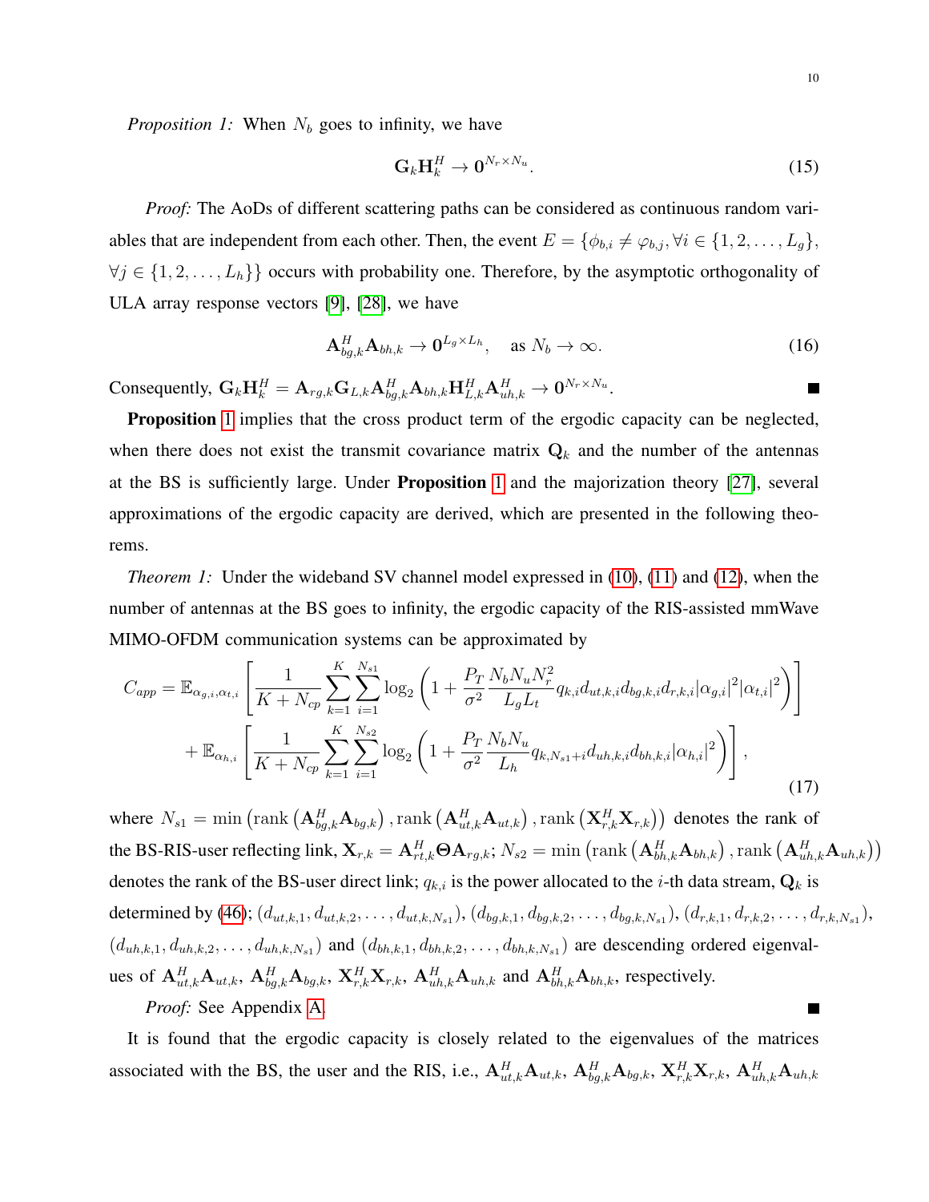*Proposition 1:* When $N_b$ goes to infinity, we have

$$\mathbf{G}_k \mathbf{H}_k^H \rightarrow \mathbf{0}^{N_r \times N_u}. \tag{15}$$

*Proof:* The AoDs of different scattering paths can be considered as continuous random variables that are independent from each other. Then, the event $E = \{\phi_{b,i} \neq \varphi_{b,j}, \forall i \in \{1, 2, \ldots, L_g\}, \forall j \in \{1, 2, \ldots, L_h\}\}$ occurs with probability one. Therefore, by the asymptotic orthogonality of ULA array response vectors [9], [28], we have

$$\mathbf{A}_{bg,k}^H \mathbf{A}_{bh,k} \rightarrow \mathbf{0}^{L_g \times L_h}, \quad \text{as } N_b \rightarrow \infty. \tag{16}$$

Consequently, $\mathbf{G}_k \mathbf{H}_k^H = \mathbf{A}_{rg,k} \mathbf{G}_{L,k} \mathbf{A}_{bg,k}^H \mathbf{A}_{bh,k} \mathbf{H}_{L,k}^H \mathbf{A}_{uh,k}^H \rightarrow \mathbf{0}^{N_r \times N_u}$. ■

**Proposition** 1 implies that the cross product term of the ergodic capacity can be neglected, when there does not exist the transmit covariance matrix $\mathbf{Q}_k$ and the number of the antennas at the BS is sufficiently large. Under **Proposition** 1 and the majorization theory [27], several approximations of the ergodic capacity are derived, which are presented in the following theorems.

*Theorem 1:* Under the wideband SV channel model expressed in (10), (11) and (12), when the number of antennas at the BS goes to infinity, the ergodic capacity of the RIS-assisted mmWave MIMO-OFDM communication systems can be approximated by

$$\begin{aligned} C_{app} = & \, \mathbb{E}_{\alpha_{g,i}, \alpha_{t,i}} \left[ \frac{1}{K + N_{cp}} \sum_{k=1}^{K} \sum_{i=1}^{N_{s1}} \log_2 \left( 1 + \frac{P_T}{\sigma^2} \frac{N_b N_u N_r^2}{L_g L_t} q_{k,i} d_{ut,k,i} d_{bg,k,i} d_{r,k,i} |\alpha_{g,i}|^2 |\alpha_{t,i}|^2 \right) \right] \\ & + \mathbb{E}_{\alpha_{h,i}} \left[ \frac{1}{K + N_{cp}} \sum_{k=1}^{K} \sum_{i=1}^{N_{s2}} \log_2 \left( 1 + \frac{P_T}{\sigma^2} \frac{N_b N_u}{L_h} q_{k,N_{s1}+i} d_{uh,k,i} d_{bh,k,i} |\alpha_{h,i}|^2 \right) \right], \end{aligned} \tag{17}$$

where $N_{s1} = \min \left( \text{rank} \left( \mathbf{A}_{bg,k}^H \mathbf{A}_{bg,k} \right), \text{rank} \left( \mathbf{A}_{ut,k}^H \mathbf{A}_{ut,k} \right), \text{rank} \left( \mathbf{X}_{r,k}^H \mathbf{X}_{r,k} \right) \right)$ denotes the rank of the BS-RIS-user reflecting link, $\mathbf{X}_{r,k} = \mathbf{A}_{rt,k}^H \mathbf{\Theta} \mathbf{A}_{rg,k}$; $N_{s2} = \min \left( \text{rank} \left( \mathbf{A}_{bh,k}^H \mathbf{A}_{bh,k} \right), \text{rank} \left( \mathbf{A}_{uh,k}^H \mathbf{A}_{uh,k} \right) \right)$ denotes the rank of the BS-user direct link; $q_{k,i}$ is the power allocated to the $i$-th data stream, $\mathbf{Q}_k$ is determined by (46); $(d_{ut,k,1}, d_{ut,k,2}, \ldots, d_{ut,k,N_{s1}})$, $(d_{bg,k,1}, d_{bg,k,2}, \ldots, d_{bg,k,N_{s1}})$, $(d_{r,k,1}, d_{r,k,2}, \ldots, d_{r,k,N_{s1}})$, $(d_{uh,k,1}, d_{uh,k,2}, \ldots, d_{uh,k,N_{s1}})$ and $(d_{bh,k,1}, d_{bh,k,2}, \ldots, d_{bh,k,N_{s1}})$ are descending ordered eigenvalues of $\mathbf{A}_{ut,k}^H \mathbf{A}_{ut,k}$, $\mathbf{A}_{bg,k}^H \mathbf{A}_{bg,k}$, $\mathbf{X}_{r,k}^H \mathbf{X}_{r,k}$, $\mathbf{A}_{uh,k}^H \mathbf{A}_{uh,k}$ and $\mathbf{A}_{bh,k}^H \mathbf{A}_{bh,k}$, respectively.

*Proof:* See Appendix A. ■

It is found that the ergodic capacity is closely related to the eigenvalues of the matrices associated with the BS, the user and the RIS, i.e., $\mathbf{A}_{ut,k}^H \mathbf{A}_{ut,k}$, $\mathbf{A}_{bg,k}^H \mathbf{A}_{bg,k}$, $\mathbf{X}_{r,k}^H \mathbf{X}_{r,k}$, $\mathbf{A}_{uh,k}^H \mathbf{A}_{uh,k}$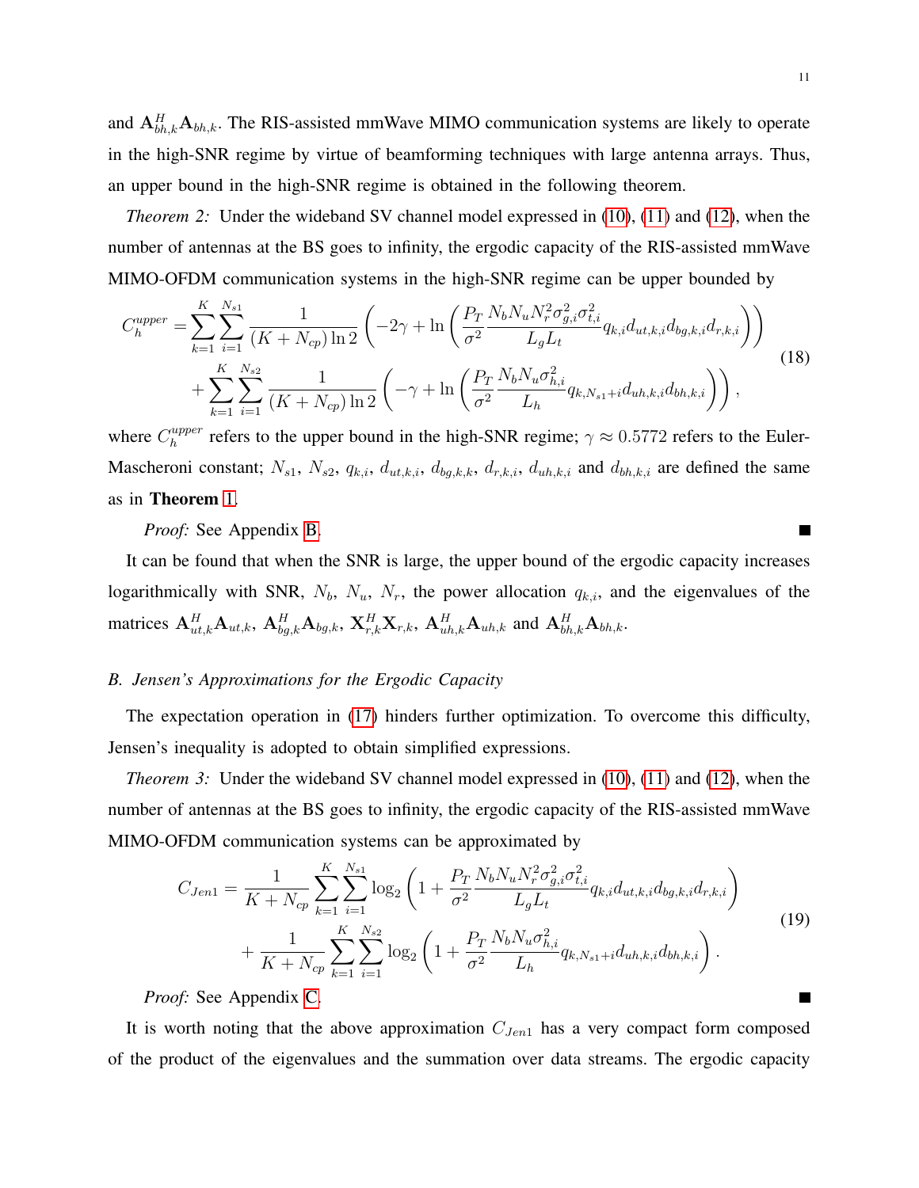and $\mathbf{A}_{bh,k}^H \mathbf{A}_{bh,k}$. The RIS-assisted mmWave MIMO communication systems are likely to operate in the high-SNR regime by virtue of beamforming techniques with large antenna arrays. Thus, an upper bound in the high-SNR regime is obtained in the following theorem.

*Theorem 2:* Under the wideband SV channel model expressed in (10), (11) and (12), when the number of antennas at the BS goes to infinity, the ergodic capacity of the RIS-assisted mmWave MIMO-OFDM communication systems in the high-SNR regime can be upper bounded by

$$
\begin{aligned}
C_h^{upper} = &\sum_{k=1}^{K} \sum_{i=1}^{N_{s1}} \frac{1}{(K+N_{cp}) \ln 2} \left( -2\gamma + \ln \left( \frac{P_T}{\sigma^2} \frac{N_b N_u N_r^2 \sigma_{g,i}^2 \sigma_{t,i}^2}{L_g L_t} q_{k,i} d_{ut,k,i} d_{bg,k,i} d_{r,k,i} \right) \right) \\
&+ \sum_{k=1}^{K} \sum_{i=1}^{N_{s2}} \frac{1}{(K+N_{cp}) \ln 2} \left( -\gamma + \ln \left( \frac{P_T}{\sigma^2} \frac{N_b N_u \sigma_{h,i}^2}{L_h} q_{k,N_{s1}+i} d_{uh,k,i} d_{bh,k,i} \right) \right),
\end{aligned}
\tag{18}
$$

where $C_h^{upper}$ refers to the upper bound in the high-SNR regime; $\gamma \approx 0.5772$ refers to the Euler-Mascheroni constant; $N_{s1}$, $N_{s2}$, $q_{k,i}$, $d_{ut,k,i}$, $d_{bg,k,k}$, $d_{r,k,i}$, $d_{uh,k,i}$ and $d_{bh,k,i}$ are defined the same as in **Theorem 1**.

*Proof:* See Appendix B. ∎

It can be found that when the SNR is large, the upper bound of the ergodic capacity increases logarithmically with SNR, $N_b$, $N_u$, $N_r$, the power allocation $q_{k,i}$, and the eigenvalues of the matrices $\mathbf{A}_{ut,k}^H \mathbf{A}_{ut,k}$, $\mathbf{A}_{bg,k}^H \mathbf{A}_{bg,k}$, $\mathbf{X}_{r,k}^H \mathbf{X}_{r,k}$, $\mathbf{A}_{uh,k}^H \mathbf{A}_{uh,k}$ and $\mathbf{A}_{bh,k}^H \mathbf{A}_{bh,k}$.

### B. Jensen's Approximations for the Ergodic Capacity

The expectation operation in (17) hinders further optimization. To overcome this difficulty, Jensen's inequality is adopted to obtain simplified expressions.

*Theorem 3:* Under the wideband SV channel model expressed in (10), (11) and (12), when the number of antennas at the BS goes to infinity, the ergodic capacity of the RIS-assisted mmWave MIMO-OFDM communication systems can be approximated by

$$
\begin{aligned}
C_{Jen1} = &\frac{1}{K+N_{cp}} \sum_{k=1}^{K} \sum_{i=1}^{N_{s1}} \log_2 \left( 1 + \frac{P_T}{\sigma^2} \frac{N_b N_u N_r^2 \sigma_{g,i}^2 \sigma_{t,i}^2}{L_g L_t} q_{k,i} d_{ut,k,i} d_{bg,k,i} d_{r,k,i} \right) \\
&+ \frac{1}{K+N_{cp}} \sum_{k=1}^{K} \sum_{i=1}^{N_{s2}} \log_2 \left( 1 + \frac{P_T}{\sigma^2} \frac{N_b N_u \sigma_{h,i}^2}{L_h} q_{k,N_{s1}+i} d_{uh,k,i} d_{bh,k,i} \right).
\end{aligned}
\tag{19}
$$

*Proof:* See Appendix C. ∎

It is worth noting that the above approximation $C_{Jen1}$ has a very compact form composed of the product of the eigenvalues and the summation over data streams. The ergodic capacity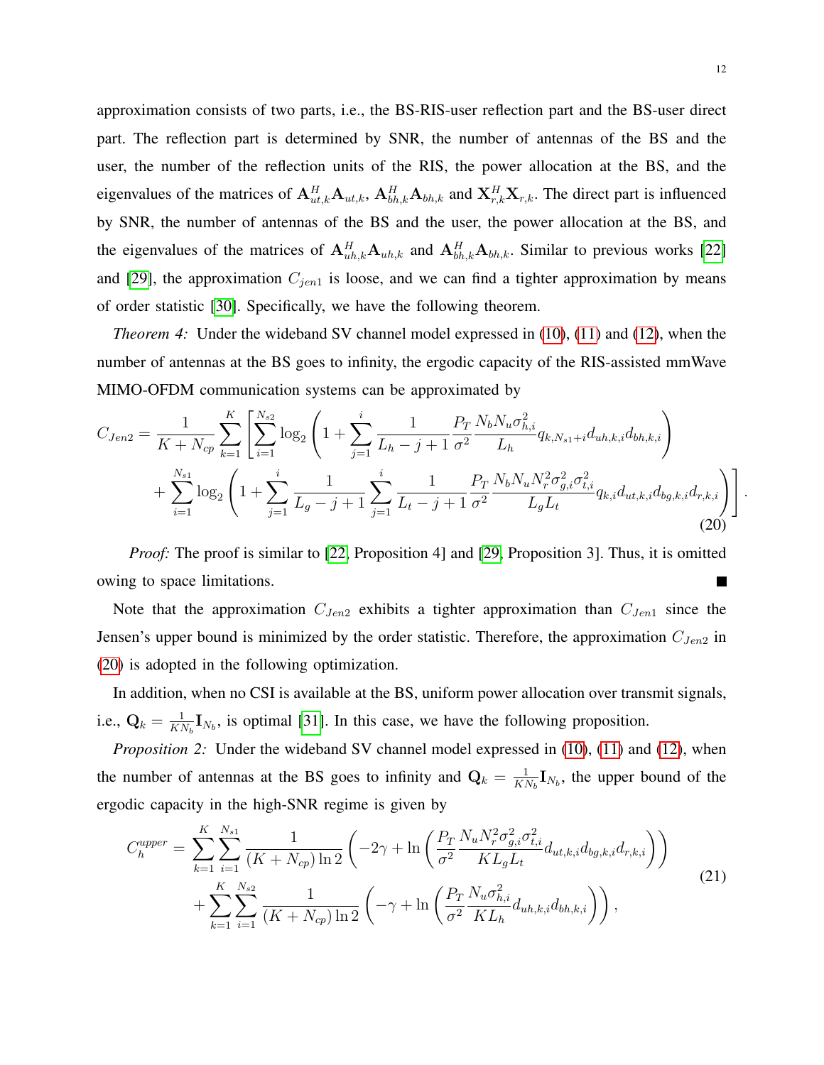approximation consists of two parts, i.e., the BS-RIS-user reflection part and the BS-user direct part. The reflection part is determined by SNR, the number of antennas of the BS and the user, the number of the reflection units of the RIS, the power allocation at the BS, and the eigenvalues of the matrices of $\mathbf{A}_{ut,k}^H \mathbf{A}_{ut,k}$, $\mathbf{A}_{bh,k}^H \mathbf{A}_{bh,k}$ and $\mathbf{X}_{r,k}^H \mathbf{X}_{r,k}$. The direct part is influenced by SNR, the number of antennas of the BS and the user, the power allocation at the BS, and the eigenvalues of the matrices of $\mathbf{A}_{uh,k}^H \mathbf{A}_{uh,k}$ and $\mathbf{A}_{bh,k}^H \mathbf{A}_{bh,k}$. Similar to previous works [22] and [29], the approximation $C_{jen1}$ is loose, and we can find a tighter approximation by means of order statistic [30]. Specifically, we have the following theorem.

*Theorem 4:* Under the wideband SV channel model expressed in (10), (11) and (12), when the number of antennas at the BS goes to infinity, the ergodic capacity of the RIS-assisted mmWave MIMO-OFDM communication systems can be approximated by

$$
\begin{aligned}
C_{Jen2} = \frac{1}{K+N_{cp}} \sum_{k=1}^{K} \Bigg[ & \sum_{i=1}^{N_{s2}} \log_2 \left( 1 + \sum_{j=1}^{i} \frac{1}{L_h - j + 1} \frac{P_T}{\sigma^2} \frac{N_b N_u \sigma_{h,i}^2}{L_h} q_{k,N_{s1}+i} d_{uh,k,i} d_{bh,k,i} \right) \\
& + \sum_{i=1}^{N_{s1}} \log_2 \left( 1 + \sum_{j=1}^{i} \frac{1}{L_g - j + 1} \sum_{j=1}^{i} \frac{1}{L_t - j + 1} \frac{P_T}{\sigma^2} \frac{N_b N_u N_r^2 \sigma_{g,i}^2 \sigma_{t,i}^2}{L_g L_t} q_{k,i} d_{ut,k,i} d_{bg,k,i} d_{r,k,i} \right) \Bigg].
\end{aligned}
\tag{20}
$$

*Proof:* The proof is similar to [22, Proposition 4] and [29, Proposition 3]. Thus, it is omitted owing to space limitations. ■

Note that the approximation $C_{Jen2}$ exhibits a tighter approximation than $C_{Jen1}$ since the Jensen's upper bound is minimized by the order statistic. Therefore, the approximation $C_{Jen2}$ in (20) is adopted in the following optimization.

In addition, when no CSI is available at the BS, uniform power allocation over transmit signals, i.e., $\mathbf{Q}_k = \frac{1}{KN_b} \mathbf{I}_{N_b}$, is optimal [31]. In this case, we have the following proposition.

*Proposition 2:* Under the wideband SV channel model expressed in (10), (11) and (12), when the number of antennas at the BS goes to infinity and $\mathbf{Q}_k = \frac{1}{KN_b} \mathbf{I}_{N_b}$, the upper bound of the ergodic capacity in the high-SNR regime is given by

$$
\begin{aligned}
C_h^{upper} = & \sum_{k=1}^{K} \sum_{i=1}^{N_{s1}} \frac{1}{(K+N_{cp}) \ln 2} \left( -2\gamma + \ln \left( \frac{P_T}{\sigma^2} \frac{N_u N_r^2 \sigma_{g,i}^2 \sigma_{t,i}^2}{K L_g L_t} d_{ut,k,i} d_{bg,k,i} d_{r,k,i} \right) \right) \\
& + \sum_{k=1}^{K} \sum_{i=1}^{N_{s2}} \frac{1}{(K+N_{cp}) \ln 2} \left( -\gamma + \ln \left( \frac{P_T}{\sigma^2} \frac{N_u \sigma_{h,i}^2}{K L_h} d_{uh,k,i} d_{bh,k,i} \right) \right),
\end{aligned}
\tag{21}
$$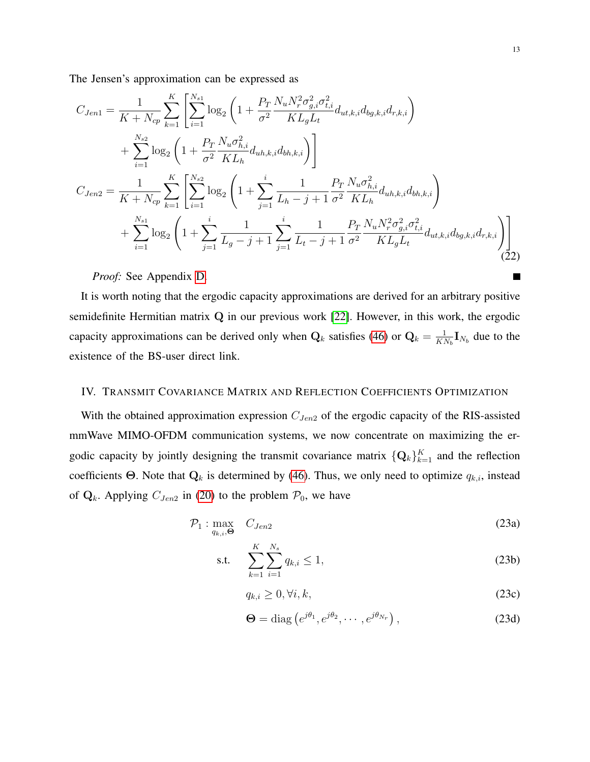The Jensen's approximation can be expressed as

$$
\begin{aligned}
C_{Jen1} &= \frac{1}{K+N_{cp}} \sum_{k=1}^{K} \left[ \sum_{i=1}^{N_{s1}} \log_2 \left( 1 + \frac{P_T}{\sigma^2} \frac{N_u N_r^2 \sigma_{g,i}^2 \sigma_{t,i}^2}{K L_g L_t} d_{ut,k,i} d_{bg,k,i} d_{r,k,i} \right) \right. \\
&\quad \left. + \sum_{i=1}^{N_{s2}} \log_2 \left( 1 + \frac{P_T}{\sigma^2} \frac{N_u \sigma_{h,i}^2}{K L_h} d_{uh,k,i} d_{bh,k,i} \right) \right] \\
C_{Jen2} &= \frac{1}{K+N_{cp}} \sum_{k=1}^{K} \left[ \sum_{i=1}^{N_{s2}} \log_2 \left( 1 + \sum_{j=1}^{i} \frac{1}{L_h - j + 1} \frac{P_T}{\sigma^2} \frac{N_u \sigma_{h,i}^2}{K L_h} d_{uh,k,i} d_{bh,k,i} \right) \right. \\
&\quad \left. + \sum_{i=1}^{N_{s1}} \log_2 \left( 1 + \sum_{j=1}^{i} \frac{1}{L_g - j + 1} \sum_{j=1}^{i} \frac{1}{L_t - j + 1} \frac{P_T}{\sigma^2} \frac{N_u N_r^2 \sigma_{g,i}^2 \sigma_{t,i}^2}{K L_g L_t} d_{ut,k,i} d_{bg,k,i} d_{r,k,i} \right) \right]
\end{aligned}
\tag{22}
$$

*Proof:* See Appendix D. ■

It is worth noting that the ergodic capacity approximations are derived for an arbitrary positive semidefinite Hermitian matrix $\mathbf{Q}$ in our previous work [22]. However, in this work, the ergodic capacity approximations can be derived only when $\mathbf{Q}_k$ satisfies (46) or $\mathbf{Q}_k = \frac{1}{KN_b}\mathbf{I}_{N_b}$ due to the existence of the BS-user direct link.

## IV. Transmit Covariance Matrix and Reflection Coefficients Optimization

With the obtained approximation expression $C_{Jen2}$ of the ergodic capacity of the RIS-assisted mmWave MIMO-OFDM communication systems, we now concentrate on maximizing the ergodic capacity by jointly designing the transmit covariance matrix $\{\mathbf{Q}_k\}_{k=1}^{K}$ and the reflection coefficients $\mathbf{\Theta}$. Note that $\mathbf{Q}_k$ is determined by (46). Thus, we only need to optimize $q_{k,i}$, instead of $\mathbf{Q}_k$. Applying $C_{Jen2}$ in (20) to the problem $\mathcal{P}_0$, we have

$$
\mathcal{P}_1 : \max_{q_{k,i}, \mathbf{\Theta}} \quad C_{Jen2} \tag{23a}
$$

$$
\text{s.t.} \quad \sum_{k=1}^{K} \sum_{i=1}^{N_s} q_{k,i} \leq 1, \tag{23b}
$$

$$
q_{k,i} \geq 0, \forall i, k, \tag{23c}
$$

$$
\mathbf{\Theta} = \text{diag}\left( e^{j\theta_1}, e^{j\theta_2}, \cdots, e^{j\theta_{N_r}} \right), \tag{23d}
$$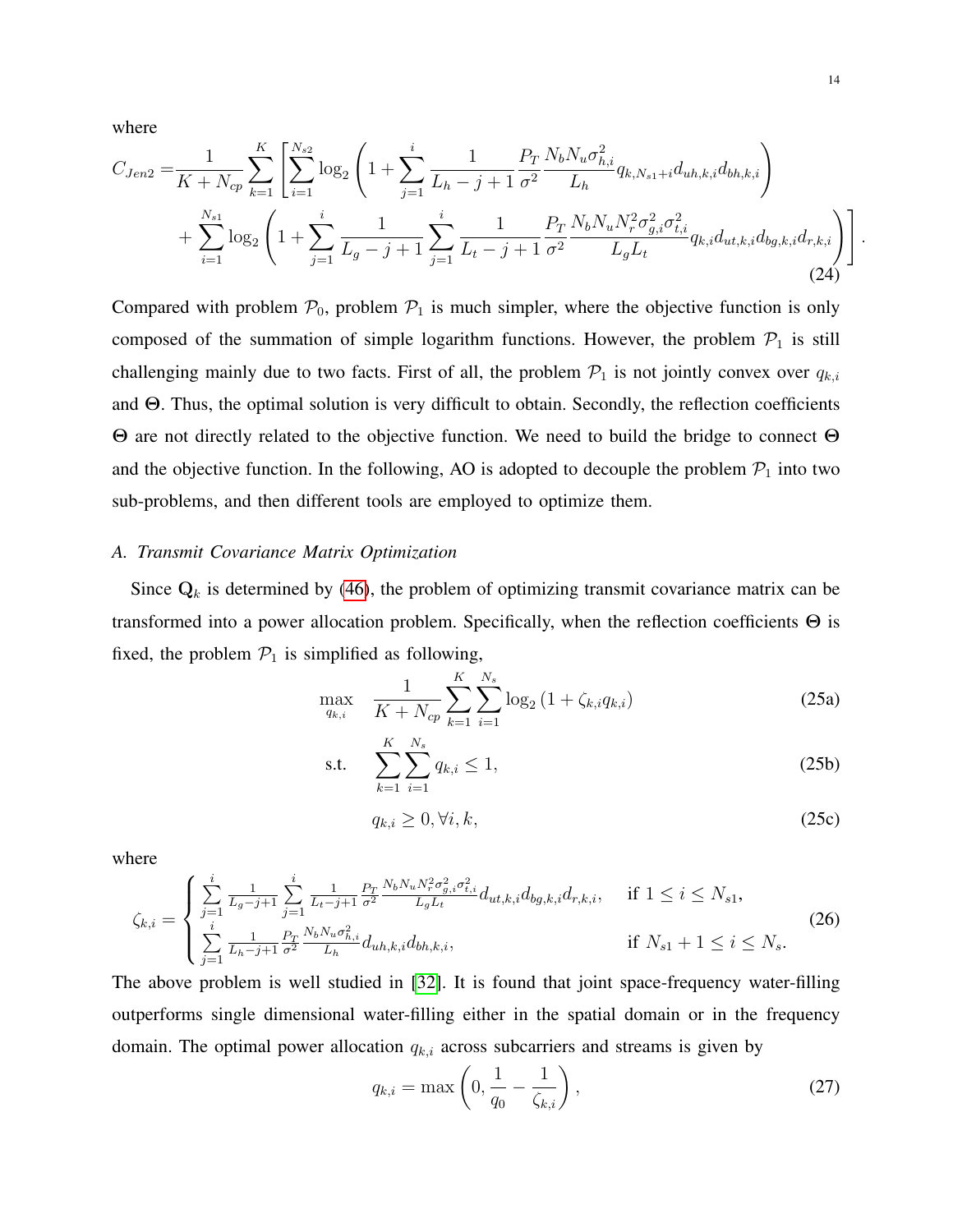where

$$
\begin{aligned}
C_{Jen2} =& \frac{1}{K+N_{cp}} \sum_{k=1}^{K} \left[ \sum_{i=1}^{N_{s2}} \log_2 \left( 1 + \sum_{j=1}^{i} \frac{1}{L_h - j + 1} \frac{P_T}{\sigma^2} \frac{N_b N_u \sigma_{h,i}^2}{L_h} q_{k,N_{s1}+i} d_{uh,k,i} d_{bh,k,i} \right) \right. \\
& \left. + \sum_{i=1}^{N_{s1}} \log_2 \left( 1 + \sum_{j=1}^{i} \frac{1}{L_g - j + 1} \sum_{j=1}^{i} \frac{1}{L_t - j + 1} \frac{P_T}{\sigma^2} \frac{N_b N_u N_r^2 \sigma_{g,i}^2 \sigma_{t,i}^2}{L_g L_t} q_{k,i} d_{ut,k,i} d_{bg,k,i} d_{r,k,i} \right) \right].
\end{aligned} \tag{24}
$$

Compared with problem $\mathcal{P}_0$, problem $\mathcal{P}_1$ is much simpler, where the objective function is only composed of the summation of simple logarithm functions. However, the problem $\mathcal{P}_1$ is still challenging mainly due to two facts. First of all, the problem $\mathcal{P}_1$ is not jointly convex over $q_{k,i}$ and $\mathbf{\Theta}$. Thus, the optimal solution is very difficult to obtain. Secondly, the reflection coefficients $\mathbf{\Theta}$ are not directly related to the objective function. We need to build the bridge to connect $\mathbf{\Theta}$ and the objective function. In the following, AO is adopted to decouple the problem $\mathcal{P}_1$ into two sub-problems, and then different tools are employed to optimize them.

### *A. Transmit Covariance Matrix Optimization*

Since $\mathbf{Q}_k$ is determined by (46), the problem of optimizing transmit covariance matrix can be transformed into a power allocation problem. Specifically, when the reflection coefficients $\mathbf{\Theta}$ is fixed, the problem $\mathcal{P}_1$ is simplified as following,

$$
\max_{q_{k,i}} \quad \frac{1}{K+N_{cp}} \sum_{k=1}^{K} \sum_{i=1}^{N_s} \log_2 \left( 1 + \zeta_{k,i} q_{k,i} \right) \tag{25a}
$$

$$
\text{s.t.} \quad \sum_{k=1}^{K} \sum_{i=1}^{N_s} q_{k,i} \leq 1, \tag{25b}
$$

$$
q_{k,i} \geq 0, \forall i, k, \tag{25c}
$$

where

$$
\zeta_{k,i} = \begin{cases} \sum\limits_{j=1}^{i} \frac{1}{L_g - j + 1} \sum\limits_{j=1}^{i} \frac{1}{L_t - j + 1} \frac{P_T}{\sigma^2} \frac{N_b N_u N_r^2 \sigma_{g,i}^2 \sigma_{t,i}^2}{L_g L_t} d_{ut,k,i} d_{bg,k,i} d_{r,k,i}, & \text{if } 1 \leq i \leq N_{s1}, \\ \sum\limits_{j=1}^{i} \frac{1}{L_h - j + 1} \frac{P_T}{\sigma^2} \frac{N_b N_u \sigma_{h,i}^2}{L_h} d_{uh,k,i} d_{bh,k,i}, & \text{if } N_{s1}+1 \leq i \leq N_s. \end{cases} \tag{26}
$$

The above problem is well studied in [32]. It is found that joint space-frequency water-filling outperforms single dimensional water-filling either in the spatial domain or in the frequency domain. The optimal power allocation $q_{k,i}$ across subcarriers and streams is given by

$$
q_{k,i} = \max \left( 0, \frac{1}{q_0} - \frac{1}{\zeta_{k,i}} \right), \tag{27}
$$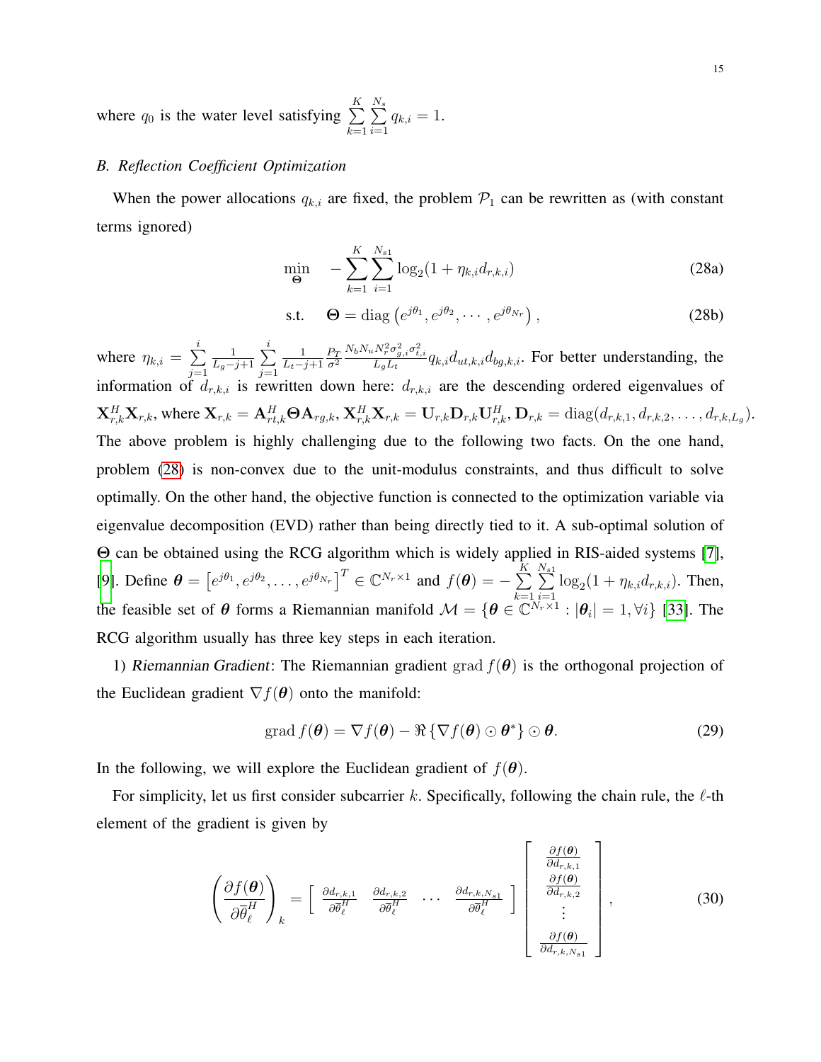where $q_0$ is the water level satisfying $\sum_{k=1}^{K}\sum_{i=1}^{N_s} q_{k,i} = 1$.

### B. Reflection Coefficient Optimization

When the power allocations $q_{k,i}$ are fixed, the problem $\mathcal{P}_1$ can be rewritten as (with constant terms ignored)

$$\min_{\boldsymbol{\Theta}} \quad -\sum_{k=1}^{K}\sum_{i=1}^{N_{s1}} \log_2(1+\eta_{k,i} d_{r,k,i}) \tag{28a}$$

$$\text{s.t.} \quad \boldsymbol{\Theta} = \text{diag}\left(e^{j\theta_1}, e^{j\theta_2}, \cdots, e^{j\theta_{N_r}}\right), \tag{28b}$$

where $\eta_{k,i} = \sum_{j=1}^{i} \frac{1}{L_g-j+1} \sum_{j=1}^{i} \frac{1}{L_t-j+1} \frac{P_T}{\sigma^2} \frac{N_b N_u N_r^2 \sigma_{g,i}^2 \sigma_{t,i}^2}{L_g L_t} q_{k,i} d_{ut,k,i} d_{bg,k,i}$. For better understanding, the information of $d_{r,k,i}$ is rewritten down here: $d_{r,k,i}$ are the descending ordered eigenvalues of $\mathbf{X}_{r,k}^H \mathbf{X}_{r,k}$, where $\mathbf{X}_{r,k} = \mathbf{A}_{rt,k}^H \boldsymbol{\Theta} \mathbf{A}_{rg,k}$, $\mathbf{X}_{r,k}^H \mathbf{X}_{r,k} = \mathbf{U}_{r,k} \mathbf{D}_{r,k} \mathbf{U}_{r,k}^H$, $\mathbf{D}_{r,k} = \text{diag}(d_{r,k,1}, d_{r,k,2}, \ldots, d_{r,k,L_g})$. The above problem is highly challenging due to the following two facts. On the one hand, problem (28) is non-convex due to the unit-modulus constraints, and thus difficult to solve optimally. On the other hand, the objective function is connected to the optimization variable via eigenvalue decomposition (EVD) rather than being directly tied to it. A sub-optimal solution of $\boldsymbol{\Theta}$ can be obtained using the RCG algorithm which is widely applied in RIS-aided systems [7], [9]. Define $\boldsymbol{\theta} = \left[e^{j\theta_1}, e^{j\theta_2}, \ldots, e^{j\theta_{N_r}}\right]^T \in \mathbb{C}^{N_r \times 1}$ and $f(\boldsymbol{\theta}) = -\sum_{k=1}^{K}\sum_{i=1}^{N_{s1}} \log_2(1+\eta_{k,i} d_{r,k,i})$. Then, the feasible set of $\boldsymbol{\theta}$ forms a Riemannian manifold $\mathcal{M} = \{\boldsymbol{\theta} \in \mathbb{C}^{N_r \times 1} : |\boldsymbol{\theta}_i| = 1, \forall i\}$ [33]. The RCG algorithm usually has three key steps in each iteration.

1) *Riemannian Gradient*: The Riemannian gradient $\text{grad}\, f(\boldsymbol{\theta})$ is the orthogonal projection of the Euclidean gradient $\nabla f(\boldsymbol{\theta})$ onto the manifold:

$$\text{grad}\, f(\boldsymbol{\theta}) = \nabla f(\boldsymbol{\theta}) - \Re\left\{\nabla f(\boldsymbol{\theta}) \odot \boldsymbol{\theta}^*\right\} \odot \boldsymbol{\theta}. \tag{29}$$

In the following, we will explore the Euclidean gradient of $f(\boldsymbol{\theta})$.

For simplicity, let us first consider subcarrier $k$. Specifically, following the chain rule, the $\ell$-th element of the gradient is given by

$$\left(\frac{\partial f(\boldsymbol{\theta})}{\partial \overline{\theta}_\ell^H}\right)_k = \begin{bmatrix} \frac{\partial d_{r,k,1}}{\partial \overline{\theta}_\ell^H} & \frac{\partial d_{r,k,2}}{\partial \overline{\theta}_\ell^H} & \cdots & \frac{\partial d_{r,k,N_{s1}}}{\partial \overline{\theta}_\ell^H} \end{bmatrix} \begin{bmatrix} \frac{\partial f(\boldsymbol{\theta})}{\partial d_{r,k,1}} \\ \frac{\partial f(\boldsymbol{\theta})}{\partial d_{r,k,2}} \\ \vdots \\ \frac{\partial f(\boldsymbol{\theta})}{\partial d_{r,k,N_{s1}}} \end{bmatrix}, \tag{30}$$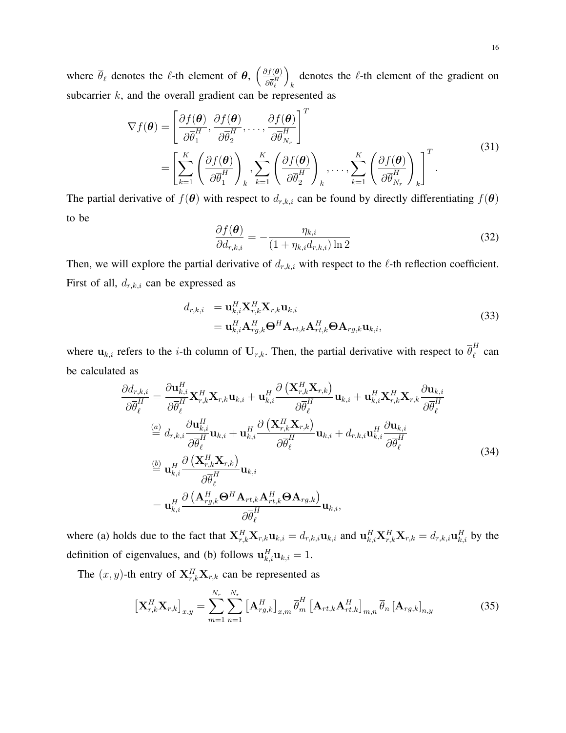where $\overline{\theta}_\ell$ denotes the $\ell$-th element of $\boldsymbol{\theta}$, $\left(\frac{\partial f(\boldsymbol{\theta})}{\partial \overline{\theta}_\ell^H}\right)_k$ denotes the $\ell$-th element of the gradient on subcarrier $k$, and the overall gradient can be represented as

$$
\begin{aligned}
\nabla f(\boldsymbol{\theta}) &= \left[\frac{\partial f(\boldsymbol{\theta})}{\partial \overline{\theta}_1^H}, \frac{\partial f(\boldsymbol{\theta})}{\partial \overline{\theta}_2^H}, \ldots, \frac{\partial f(\boldsymbol{\theta})}{\partial \overline{\theta}_{N_r}^H}\right]^T \\
&= \left[\sum_{k=1}^{K}\left(\frac{\partial f(\boldsymbol{\theta})}{\partial \overline{\theta}_1^H}\right)_k, \sum_{k=1}^{K}\left(\frac{\partial f(\boldsymbol{\theta})}{\partial \overline{\theta}_2^H}\right)_k, \ldots, \sum_{k=1}^{K}\left(\frac{\partial f(\boldsymbol{\theta})}{\partial \overline{\theta}_{N_r}^H}\right)_k\right]^T.
\end{aligned}
\tag{31}
$$

The partial derivative of $f(\boldsymbol{\theta})$ with respect to $d_{r,k,i}$ can be found by directly differentiating $f(\boldsymbol{\theta})$ to be

$$
\frac{\partial f(\boldsymbol{\theta})}{\partial d_{r,k,i}} = -\frac{\eta_{k,i}}{(1+\eta_{k,i} d_{r,k,i})\ln 2} \tag{32}
$$

Then, we will explore the partial derivative of $d_{r,k,i}$ with respect to the $\ell$-th reflection coefficient. First of all, $d_{r,k,i}$ can be expressed as

$$
\begin{aligned}
d_{r,k,i} &= \mathbf{u}_{k,i}^H \mathbf{X}_{r,k}^H \mathbf{X}_{r,k} \mathbf{u}_{k,i} \\
&= \mathbf{u}_{k,i}^H \mathbf{A}_{rg,k}^H \boldsymbol{\Theta}^H \mathbf{A}_{rt,k} \mathbf{A}_{rt,k}^H \boldsymbol{\Theta} \mathbf{A}_{rg,k} \mathbf{u}_{k,i},
\end{aligned}
\tag{33}
$$

where $\mathbf{u}_{k,i}$ refers to the $i$-th column of $\mathbf{U}_{r,k}$. Then, the partial derivative with respect to $\overline{\theta}_\ell^H$ can be calculated as

$$
\begin{aligned}
\frac{\partial d_{r,k,i}}{\partial \overline{\theta}_\ell^H} &= \frac{\partial \mathbf{u}_{k,i}^H}{\partial \overline{\theta}_\ell^H} \mathbf{X}_{r,k}^H \mathbf{X}_{r,k} \mathbf{u}_{k,i} + \mathbf{u}_{k,i}^H \frac{\partial \left(\mathbf{X}_{r,k}^H \mathbf{X}_{r,k}\right)}{\partial \overline{\theta}_\ell^H} \mathbf{u}_{k,i} + \mathbf{u}_{k,i}^H \mathbf{X}_{r,k}^H \mathbf{X}_{r,k} \frac{\partial \mathbf{u}_{k,i}}{\partial \overline{\theta}_\ell^H} \\
&\overset{(a)}{=} d_{r,k,i} \frac{\partial \mathbf{u}_{k,i}^H}{\partial \overline{\theta}_\ell^H} \mathbf{u}_{k,i} + \mathbf{u}_{k,i}^H \frac{\partial \left(\mathbf{X}_{r,k}^H \mathbf{X}_{r,k}\right)}{\partial \overline{\theta}_\ell^H} \mathbf{u}_{k,i} + d_{r,k,i} \mathbf{u}_{k,i}^H \frac{\partial \mathbf{u}_{k,i}}{\partial \overline{\theta}_\ell^H} \\
&\overset{(b)}{=} \mathbf{u}_{k,i}^H \frac{\partial \left(\mathbf{X}_{r,k}^H \mathbf{X}_{r,k}\right)}{\partial \overline{\theta}_\ell^H} \mathbf{u}_{k,i} \\
&= \mathbf{u}_{k,i}^H \frac{\partial \left(\mathbf{A}_{rg,k}^H \boldsymbol{\Theta}^H \mathbf{A}_{rt,k} \mathbf{A}_{rt,k}^H \boldsymbol{\Theta} \mathbf{A}_{rg,k}\right)}{\partial \overline{\theta}_\ell^H} \mathbf{u}_{k,i},
\end{aligned}
\tag{34}
$$

where (a) holds due to the fact that $\mathbf{X}_{r,k}^H \mathbf{X}_{r,k} \mathbf{u}_{k,i} = d_{r,k,i} \mathbf{u}_{k,i}$ and $\mathbf{u}_{k,i}^H \mathbf{X}_{r,k}^H \mathbf{X}_{r,k} = d_{r,k,i} \mathbf{u}_{k,i}^H$ by the definition of eigenvalues, and (b) follows $\mathbf{u}_{k,i}^H \mathbf{u}_{k,i} = 1$.

The $(x, y)$-th entry of $\mathbf{X}_{r,k}^H \mathbf{X}_{r,k}$ can be represented as

$$
\left[\mathbf{X}_{r,k}^H \mathbf{X}_{r,k}\right]_{x,y} = \sum_{m=1}^{N_r} \sum_{n=1}^{N_r} \left[\mathbf{A}_{rg,k}^H\right]_{x,m} \overline{\theta}_m^H \left[\mathbf{A}_{rt,k} \mathbf{A}_{rt,k}^H\right]_{m,n} \overline{\theta}_n \left[\mathbf{A}_{rg,k}\right]_{n,y} \tag{35}
$$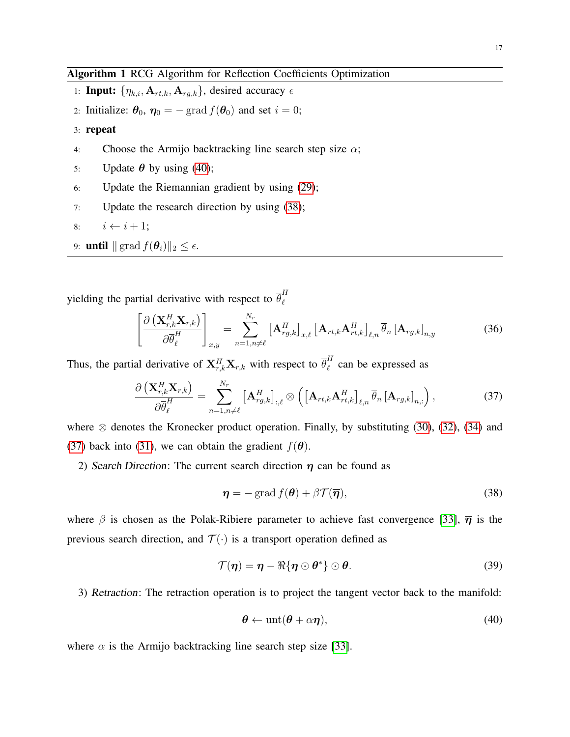**Algorithm 1** RCG Algorithm for Reflection Coefficients Optimization

1: **Input:** $\{\eta_{k,i}, \mathbf{A}_{rt,k}, \mathbf{A}_{rg,k}\}$, desired accuracy $\epsilon$

2: Initialize: $\boldsymbol{\theta}_0$, $\boldsymbol{\eta}_0 = -\operatorname{grad} f(\boldsymbol{\theta}_0)$ and set $i = 0$;

3: **repeat**

4: Choose the Armijo backtracking line search step size $\alpha$;

5: Update $\boldsymbol{\theta}$ by using (40);

6: Update the Riemannian gradient by using (29);

7: Update the research direction by using (38);

8: $i \leftarrow i + 1$;

9: **until** $\|\operatorname{grad} f(\boldsymbol{\theta}_i)\|_2 \leq \epsilon$.

yielding the partial derivative with respect to $\overline{\theta}_\ell^H$

$$\left[\frac{\partial \left(\mathbf{X}_{r,k}^H \mathbf{X}_{r,k}\right)}{\partial \overline{\theta}_\ell^H}\right]_{x,y} = \sum_{n=1, n\neq \ell}^{N_r} \left[\mathbf{A}_{rg,k}^H\right]_{x,\ell} \left[\mathbf{A}_{rt,k}\mathbf{A}_{rt,k}^H\right]_{\ell,n} \overline{\theta}_n \left[\mathbf{A}_{rg,k}\right]_{n,y} \tag{36}$$

Thus, the partial derivative of $\mathbf{X}_{r,k}^H \mathbf{X}_{r,k}$ with respect to $\overline{\theta}_\ell^H$ can be expressed as

$$\frac{\partial \left(\mathbf{X}_{r,k}^H \mathbf{X}_{r,k}\right)}{\partial \overline{\theta}_\ell^H} = \sum_{n=1, n\neq \ell}^{N_r} \left[\mathbf{A}_{rg,k}^H\right]_{:,\ell} \otimes \left(\left[\mathbf{A}_{rt,k}\mathbf{A}_{rt,k}^H\right]_{\ell,n} \overline{\theta}_n \left[\mathbf{A}_{rg,k}\right]_{n,:}\right), \tag{37}$$

where $\otimes$ denotes the Kronecker product operation. Finally, by substituting (30), (32), (34) and (37) back into (31), we can obtain the gradient $f(\boldsymbol{\theta})$.

2) *Search Direction*: The current search direction $\boldsymbol{\eta}$ can be found as

$$\boldsymbol{\eta} = -\operatorname{grad} f(\boldsymbol{\theta}) + \beta \mathcal{T}(\overline{\boldsymbol{\eta}}), \tag{38}$$

where $\beta$ is chosen as the Polak-Ribiere parameter to achieve fast convergence [33], $\overline{\boldsymbol{\eta}}$ is the previous search direction, and $\mathcal{T}(\cdot)$ is a transport operation defined as

$$\mathcal{T}(\boldsymbol{\eta}) = \boldsymbol{\eta} - \Re\{\boldsymbol{\eta} \odot \boldsymbol{\theta}^*\} \odot \boldsymbol{\theta}. \tag{39}$$

3) *Retraction*: The retraction operation is to project the tangent vector back to the manifold:

$$\boldsymbol{\theta} \leftarrow \operatorname{unt}(\boldsymbol{\theta} + \alpha \boldsymbol{\eta}), \tag{40}$$

where $\alpha$ is the Armijo backtracking line search step size [33].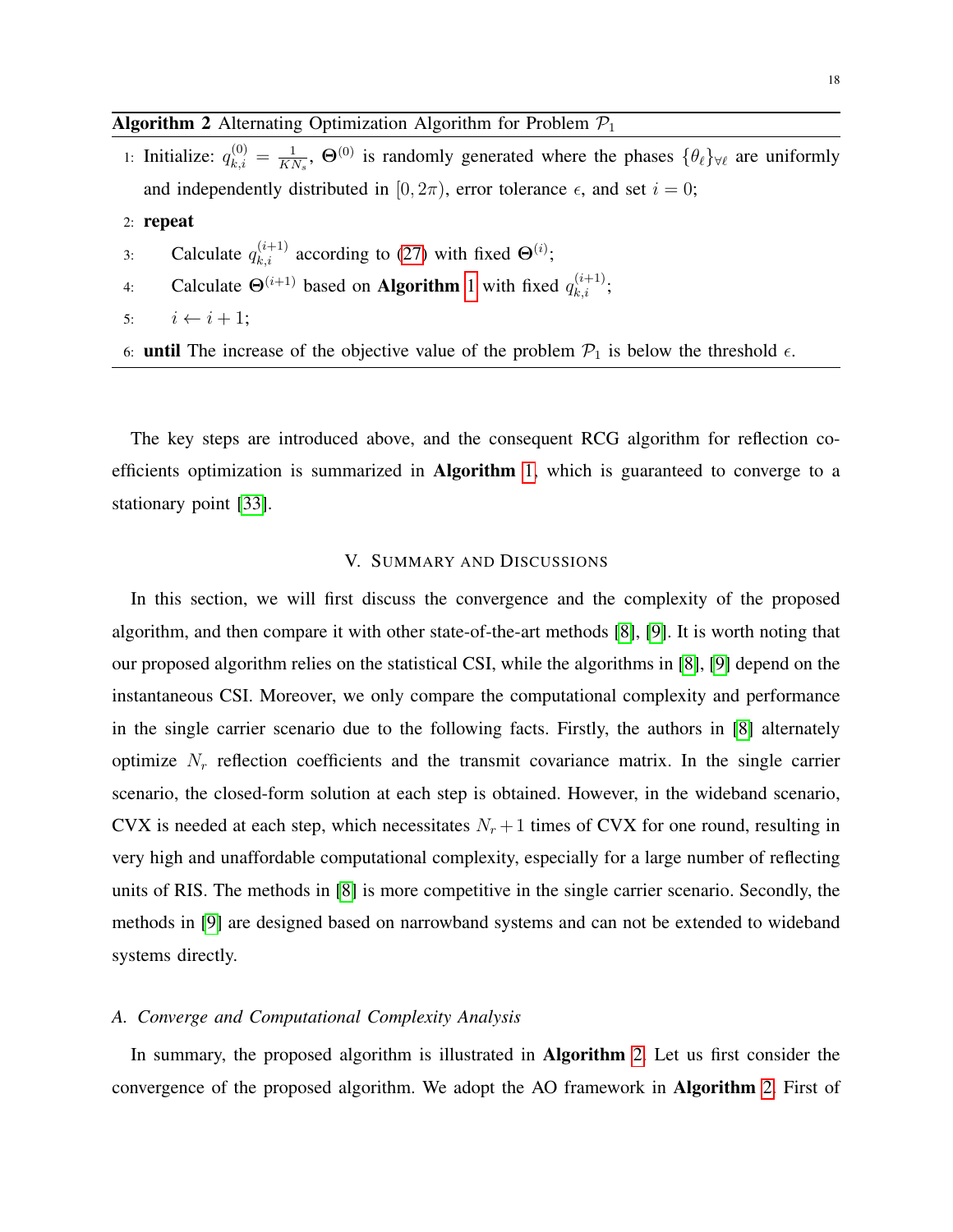**Algorithm 2** Alternating Optimization Algorithm for Problem $\mathcal{P}_1$

1: Initialize: $q_{k,i}^{(0)} = \frac{1}{KN_s}$, $\mathbf{\Theta}^{(0)}$ is randomly generated where the phases $\{\theta_\ell\}_{\forall \ell}$ are uniformly and independently distributed in $[0, 2\pi)$, error tolerance $\epsilon$, and set $i = 0$;

2: **repeat**

3: Calculate $q_{k,i}^{(i+1)}$ according to (27) with fixed $\mathbf{\Theta}^{(i)}$;

4: Calculate $\mathbf{\Theta}^{(i+1)}$ based on **Algorithm** 1 with fixed $q_{k,i}^{(i+1)}$;

5: $i \leftarrow i + 1$;

6: **until** The increase of the objective value of the problem $\mathcal{P}_1$ is below the threshold $\epsilon$.

The key steps are introduced above, and the consequent RCG algorithm for reflection coefficients optimization is summarized in **Algorithm** 1, which is guaranteed to converge to a stationary point [33].

## V. Summary and Discussions

In this section, we will first discuss the convergence and the complexity of the proposed algorithm, and then compare it with other state-of-the-art methods [8], [9]. It is worth noting that our proposed algorithm relies on the statistical CSI, while the algorithms in [8], [9] depend on the instantaneous CSI. Moreover, we only compare the computational complexity and performance in the single carrier scenario due to the following facts. Firstly, the authors in [8] alternately optimize $N_r$ reflection coefficients and the transmit covariance matrix. In the single carrier scenario, the closed-form solution at each step is obtained. However, in the wideband scenario, CVX is needed at each step, which necessitates $N_r + 1$ times of CVX for one round, resulting in very high and unaffordable computational complexity, especially for a large number of reflecting units of RIS. The methods in [8] is more competitive in the single carrier scenario. Secondly, the methods in [9] are designed based on narrowband systems and can not be extended to wideband systems directly.

### *A. Converge and Computational Complexity Analysis*

In summary, the proposed algorithm is illustrated in **Algorithm** 2. Let us first consider the convergence of the proposed algorithm. We adopt the AO framework in **Algorithm** 2. First of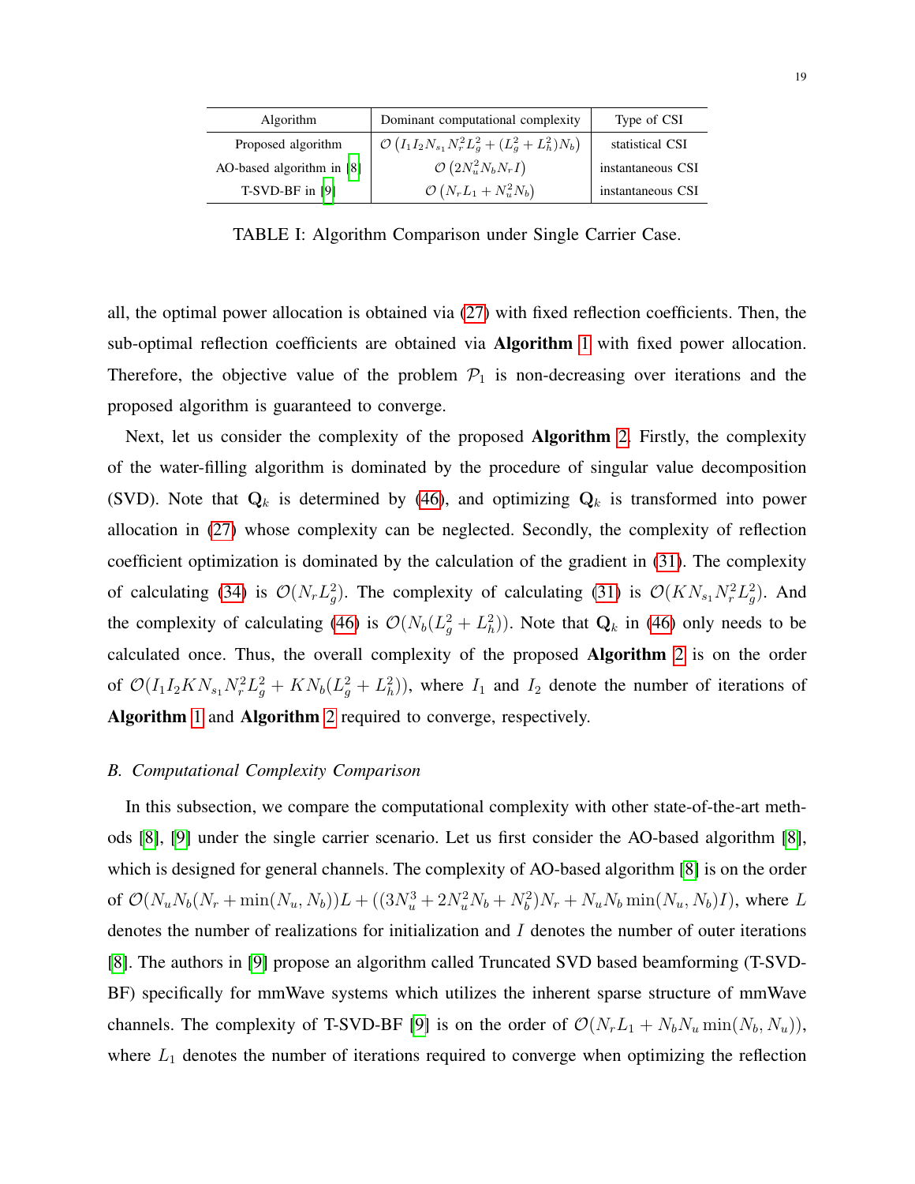| Algorithm | Dominant computational complexity | Type of CSI |
|---|---|---|
| Proposed algorithm | $\mathcal{O}\left(I_1 I_2 N_{s_1} N_r^2 L_g^2 + (L_g^2 + L_h^2) N_b\right)$ | statistical CSI |
| AO-based algorithm in [8] | $\mathcal{O}\left(2N_u^2 N_b N_r I\right)$ | instantaneous CSI |
| T-SVD-BF in [9] | $\mathcal{O}\left(N_r L_1 + N_u^2 N_b\right)$ | instantaneous CSI |

TABLE I: Algorithm Comparison under Single Carrier Case.

all, the optimal power allocation is obtained via (27) with fixed reflection coefficients. Then, the sub-optimal reflection coefficients are obtained via **Algorithm** 1 with fixed power allocation. Therefore, the objective value of the problem $\mathcal{P}_1$ is non-decreasing over iterations and the proposed algorithm is guaranteed to converge.

Next, let us consider the complexity of the proposed **Algorithm** 2. Firstly, the complexity of the water-filling algorithm is dominated by the procedure of singular value decomposition (SVD). Note that $\mathbf{Q}_k$ is determined by (46), and optimizing $\mathbf{Q}_k$ is transformed into power allocation in (27) whose complexity can be neglected. Secondly, the complexity of reflection coefficient optimization is dominated by the calculation of the gradient in (31). The complexity of calculating (34) is $\mathcal{O}(N_r L_g^2)$. The complexity of calculating (31) is $\mathcal{O}(K N_{s_1} N_r^2 L_g^2)$. And the complexity of calculating (46) is $\mathcal{O}(N_b(L_g^2 + L_h^2))$. Note that $\mathbf{Q}_k$ in (46) only needs to be calculated once. Thus, the overall complexity of the proposed **Algorithm** 2 is on the order of $\mathcal{O}(I_1 I_2 K N_{s_1} N_r^2 L_g^2 + K N_b(L_g^2 + L_h^2))$, where $I_1$ and $I_2$ denote the number of iterations of **Algorithm** 1 and **Algorithm** 2 required to converge, respectively.

### *B. Computational Complexity Comparison*

In this subsection, we compare the computational complexity with other state-of-the-art methods [8], [9] under the single carrier scenario. Let us first consider the AO-based algorithm [8], which is designed for general channels. The complexity of AO-based algorithm [8] is on the order of $\mathcal{O}(N_u N_b(N_r + \min(N_u, N_b))L + ((3N_u^3 + 2N_u^2 N_b + N_b^2)N_r + N_u N_b \min(N_u, N_b) I)$, where $L$ denotes the number of realizations for initialization and $I$ denotes the number of outer iterations [8]. The authors in [9] propose an algorithm called Truncated SVD based beamforming (T-SVD-BF) specifically for mmWave systems which utilizes the inherent sparse structure of mmWave channels. The complexity of T-SVD-BF [9] is on the order of $\mathcal{O}(N_r L_1 + N_b N_u \min(N_b, N_u))$, where $L_1$ denotes the number of iterations required to converge when optimizing the reflection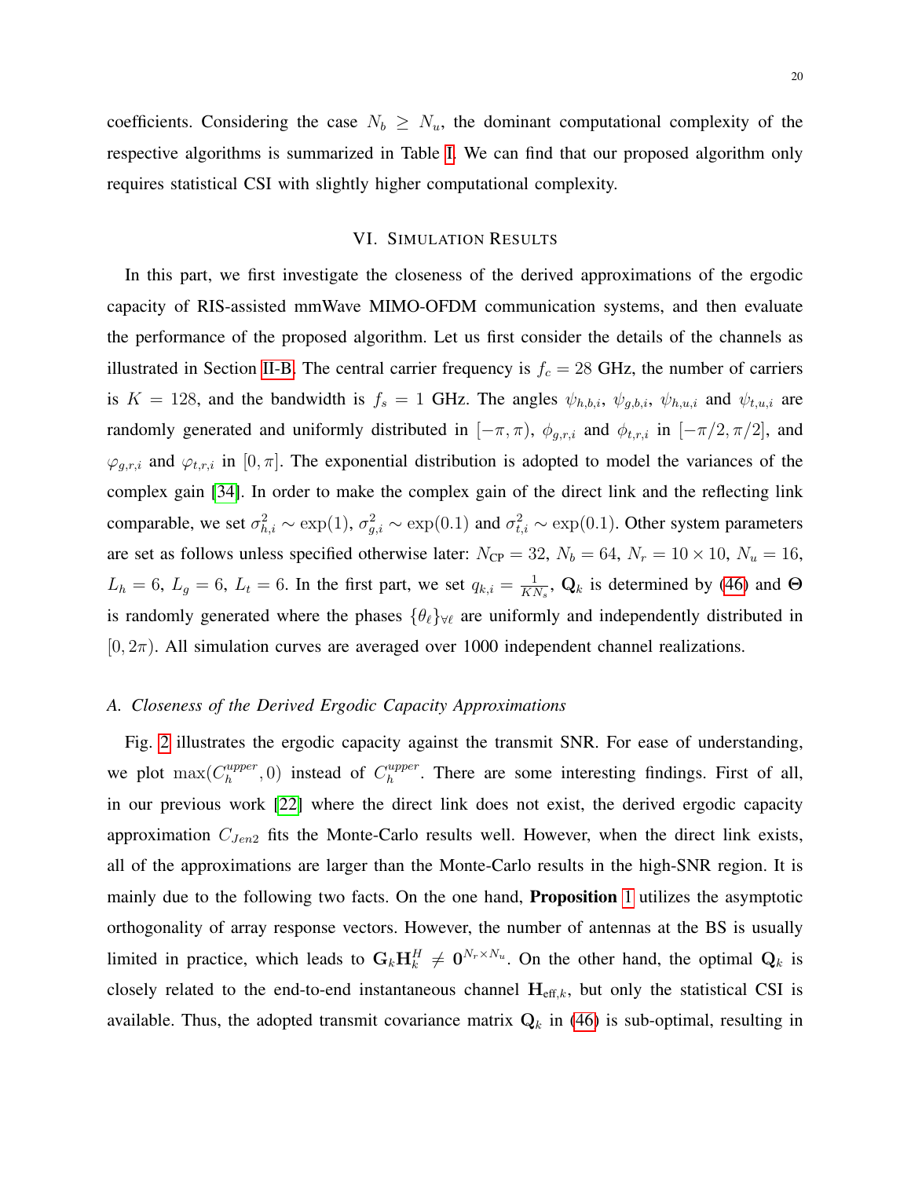coefficients. Considering the case $N_b \geq N_u$, the dominant computational complexity of the respective algorithms is summarized in Table I. We can find that our proposed algorithm only requires statistical CSI with slightly higher computational complexity.

## VI. Simulation Results

In this part, we first investigate the closeness of the derived approximations of the ergodic capacity of RIS-assisted mmWave MIMO-OFDM communication systems, and then evaluate the performance of the proposed algorithm. Let us first consider the details of the channels as illustrated in Section II-B. The central carrier frequency is $f_c = 28$ GHz, the number of carriers is $K = 128$, and the bandwidth is $f_s = 1$ GHz. The angles $\psi_{h,b,i}$, $\psi_{g,b,i}$, $\psi_{h,u,i}$ and $\psi_{t,u,i}$ are randomly generated and uniformly distributed in $[-\pi, \pi)$, $\phi_{g,r,i}$ and $\phi_{t,r,i}$ in $[-\pi/2, \pi/2]$, and $\varphi_{g,r,i}$ and $\varphi_{t,r,i}$ in $[0, \pi]$. The exponential distribution is adopted to model the variances of the complex gain [34]. In order to make the complex gain of the direct link and the reflecting link comparable, we set $\sigma_{h,i}^2 \sim \exp(1)$, $\sigma_{g,i}^2 \sim \exp(0.1)$ and $\sigma_{t,i}^2 \sim \exp(0.1)$. Other system parameters are set as follows unless specified otherwise later: $N_{\text{CP}} = 32$, $N_b = 64$, $N_r = 10 \times 10$, $N_u = 16$, $L_h = 6$, $L_g = 6$, $L_t = 6$. In the first part, we set $q_{k,i} = \frac{1}{KN_s}$, $\mathbf{Q}_k$ is determined by (46) and $\boldsymbol{\Theta}$ is randomly generated where the phases $\{\theta_\ell\}_{\forall \ell}$ are uniformly and independently distributed in $[0, 2\pi)$. All simulation curves are averaged over 1000 independent channel realizations.

### *A. Closeness of the Derived Ergodic Capacity Approximations*

Fig. 2 illustrates the ergodic capacity against the transmit SNR. For ease of understanding, we plot $\max(C_h^{upper}, 0)$ instead of $C_h^{upper}$. There are some interesting findings. First of all, in our previous work [22] where the direct link does not exist, the derived ergodic capacity approximation $C_{Jen2}$ fits the Monte-Carlo results well. However, when the direct link exists, all of the approximations are larger than the Monte-Carlo results in the high-SNR region. It is mainly due to the following two facts. On the one hand, **Proposition** 1 utilizes the asymptotic orthogonality of array response vectors. However, the number of antennas at the BS is usually limited in practice, which leads to $\mathbf{G}_k \mathbf{H}_k^H \neq \mathbf{0}^{N_r \times N_u}$. On the other hand, the optimal $\mathbf{Q}_k$ is closely related to the end-to-end instantaneous channel $\mathbf{H}_{\text{eff},k}$, but only the statistical CSI is available. Thus, the adopted transmit covariance matrix $\mathbf{Q}_k$ in (46) is sub-optimal, resulting in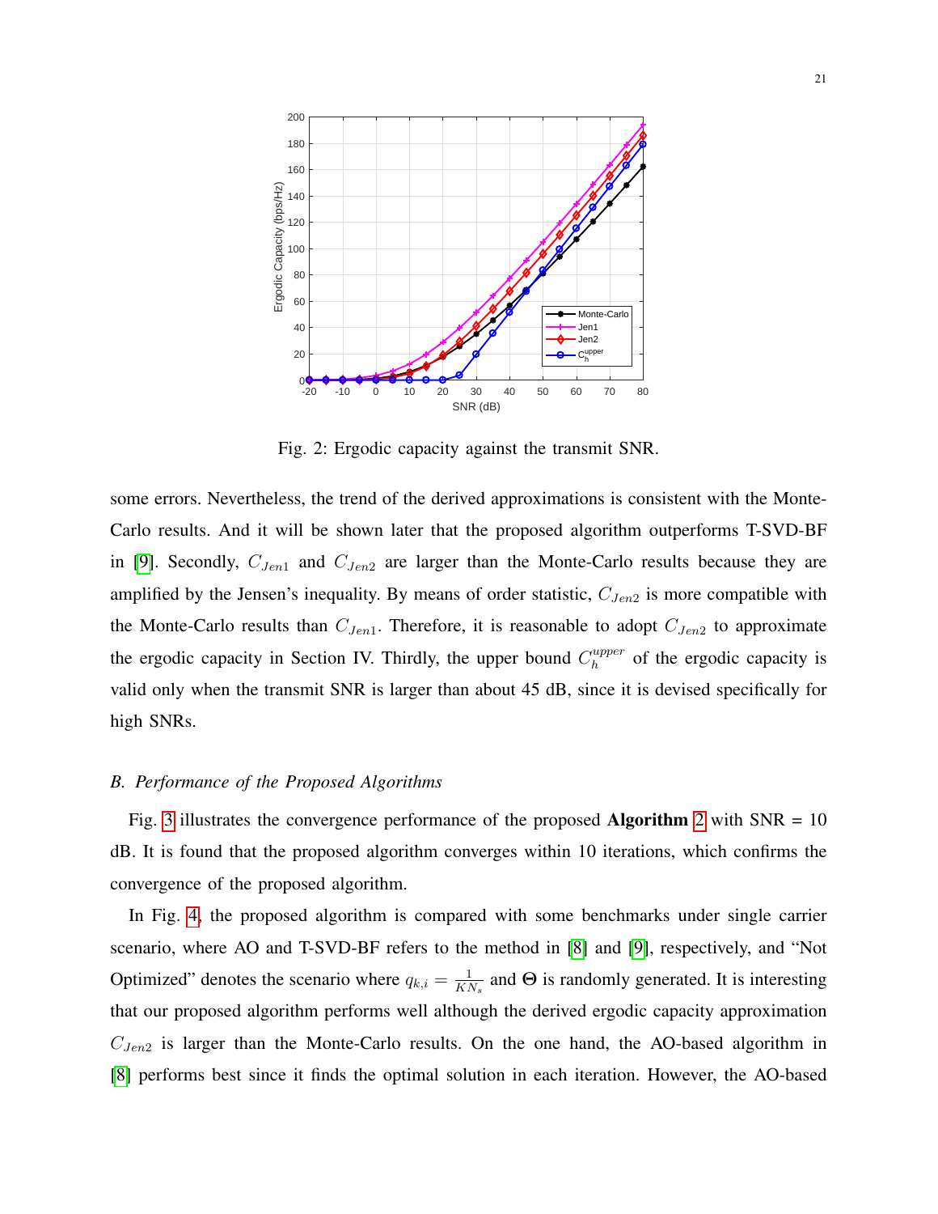Fig. 2: Ergodic capacity against the transmit SNR.

some errors. Nevertheless, the trend of the derived approximations is consistent with the Monte-Carlo results. And it will be shown later that the proposed algorithm outperforms T-SVD-BF in [9]. Secondly, $C_{Jen1}$ and $C_{Jen2}$ are larger than the Monte-Carlo results because they are amplified by the Jensen's inequality. By means of order statistic, $C_{Jen2}$ is more compatible with the Monte-Carlo results than $C_{Jen1}$. Therefore, it is reasonable to adopt $C_{Jen2}$ to approximate the ergodic capacity in Section IV. Thirdly, the upper bound $C_h^{upper}$ of the ergodic capacity is valid only when the transmit SNR is larger than about 45 dB, since it is devised specifically for high SNRs.

### *B. Performance of the Proposed Algorithms*

Fig. 3 illustrates the convergence performance of the proposed **Algorithm 2** with SNR = 10 dB. It is found that the proposed algorithm converges within 10 iterations, which confirms the convergence of the proposed algorithm.

In Fig. 4, the proposed algorithm is compared with some benchmarks under single carrier scenario, where AO and T-SVD-BF refers to the method in [8] and [9], respectively, and "Not Optimized" denotes the scenario where $q_{k,i} = \frac{1}{KN_s}$ and $\Theta$ is randomly generated. It is interesting that our proposed algorithm performs well although the derived ergodic capacity approximation $C_{Jen2}$ is larger than the Monte-Carlo results. On the one hand, the AO-based algorithm in [8] performs best since it finds the optimal solution in each iteration. However, the AO-based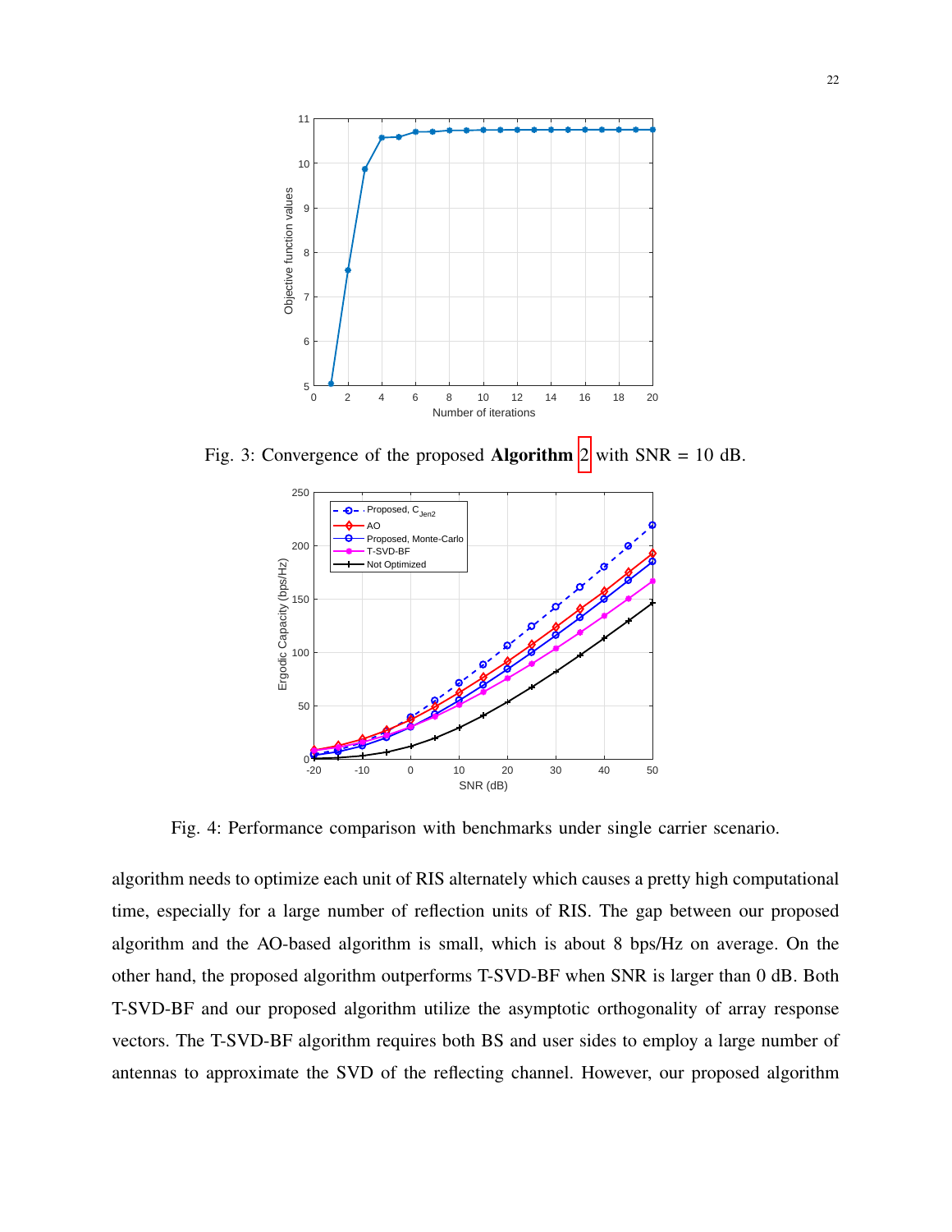Fig. 3: Convergence of the proposed **Algorithm** 2 with SNR = 10 dB.

Fig. 4: Performance comparison with benchmarks under single carrier scenario.

algorithm needs to optimize each unit of RIS alternately which causes a pretty high computational time, especially for a large number of reflection units of RIS. The gap between our proposed algorithm and the AO-based algorithm is small, which is about 8 bps/Hz on average. On the other hand, the proposed algorithm outperforms T-SVD-BF when SNR is larger than 0 dB. Both T-SVD-BF and our proposed algorithm utilize the asymptotic orthogonality of array response vectors. The T-SVD-BF algorithm requires both BS and user sides to employ a large number of antennas to approximate the SVD of the reflecting channel. However, our proposed algorithm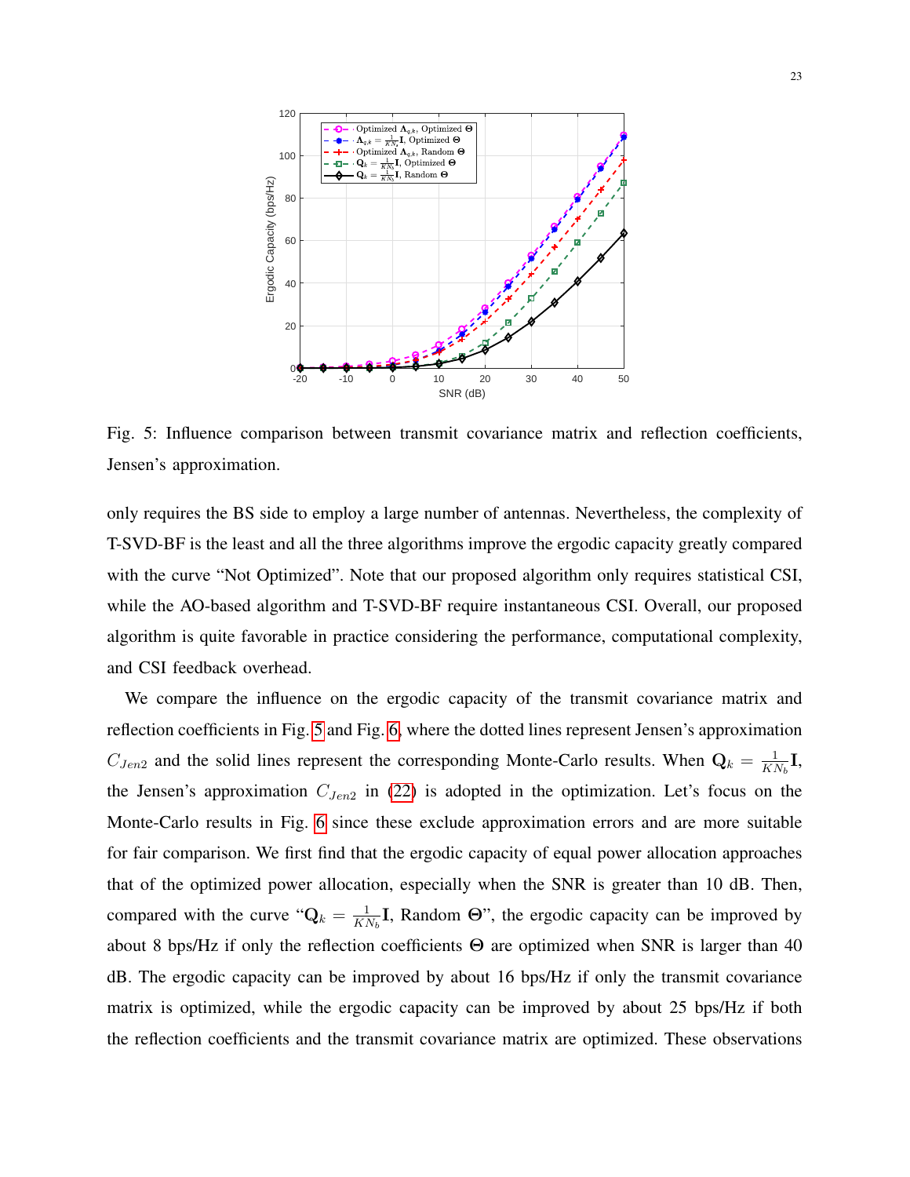Fig. 5: Influence comparison between transmit covariance matrix and reflection coefficients, Jensen's approximation.

only requires the BS side to employ a large number of antennas. Nevertheless, the complexity of T-SVD-BF is the least and all the three algorithms improve the ergodic capacity greatly compared with the curve "Not Optimized". Note that our proposed algorithm only requires statistical CSI, while the AO-based algorithm and T-SVD-BF require instantaneous CSI. Overall, our proposed algorithm is quite favorable in practice considering the performance, computational complexity, and CSI feedback overhead.

We compare the influence on the ergodic capacity of the transmit covariance matrix and reflection coefficients in Fig. 5 and Fig. 6, where the dotted lines represent Jensen's approximation $C_{Jen2}$ and the solid lines represent the corresponding Monte-Carlo results. When $\mathbf{Q}_k = \frac{1}{KN_b}\mathbf{I}$, the Jensen's approximation $C_{Jen2}$ in (22) is adopted in the optimization. Let's focus on the Monte-Carlo results in Fig. 6 since these exclude approximation errors and are more suitable for fair comparison. We first find that the ergodic capacity of equal power allocation approaches that of the optimized power allocation, especially when the SNR is greater than 10 dB. Then, compared with the curve "$\mathbf{Q}_k = \frac{1}{KN_b}\mathbf{I}$, Random $\boldsymbol{\Theta}$", the ergodic capacity can be improved by about 8 bps/Hz if only the reflection coefficients $\boldsymbol{\Theta}$ are optimized when SNR is larger than 40 dB. The ergodic capacity can be improved by about 16 bps/Hz if only the transmit covariance matrix is optimized, while the ergodic capacity can be improved by about 25 bps/Hz if both the reflection coefficients and the transmit covariance matrix are optimized. These observations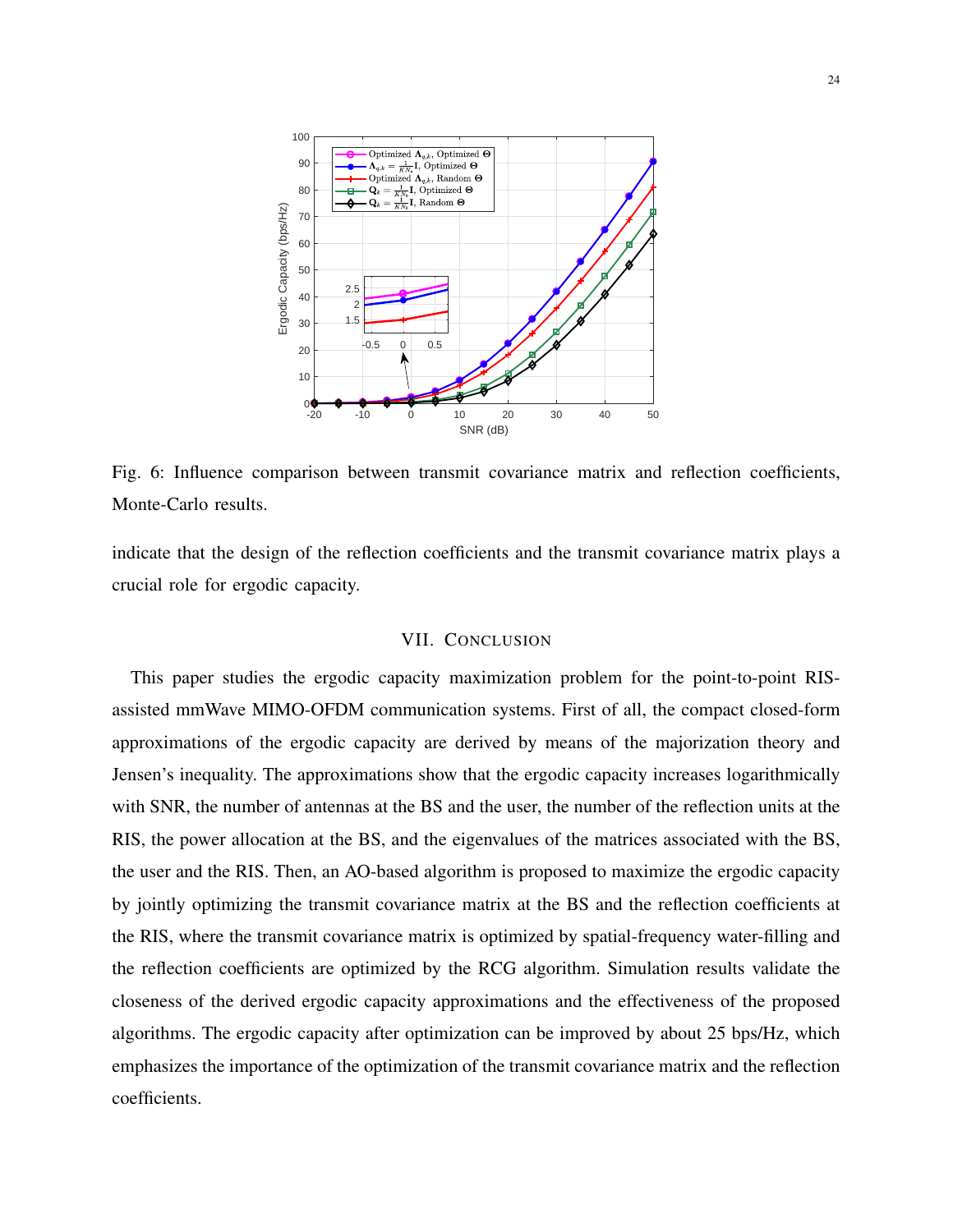Fig. 6: Influence comparison between transmit covariance matrix and reflection coefficients, Monte-Carlo results.

indicate that the design of the reflection coefficients and the transmit covariance matrix plays a crucial role for ergodic capacity.

## VII. Conclusion

This paper studies the ergodic capacity maximization problem for the point-to-point RIS-assisted mmWave MIMO-OFDM communication systems. First of all, the compact closed-form approximations of the ergodic capacity are derived by means of the majorization theory and Jensen's inequality. The approximations show that the ergodic capacity increases logarithmically with SNR, the number of antennas at the BS and the user, the number of the reflection units at the RIS, the power allocation at the BS, and the eigenvalues of the matrices associated with the BS, the user and the RIS. Then, an AO-based algorithm is proposed to maximize the ergodic capacity by jointly optimizing the transmit covariance matrix at the BS and the reflection coefficients at the RIS, where the transmit covariance matrix is optimized by spatial-frequency water-filling and the reflection coefficients are optimized by the RCG algorithm. Simulation results validate the closeness of the derived ergodic capacity approximations and the effectiveness of the proposed algorithms. The ergodic capacity after optimization can be improved by about 25 bps/Hz, which emphasizes the importance of the optimization of the transmit covariance matrix and the reflection coefficients.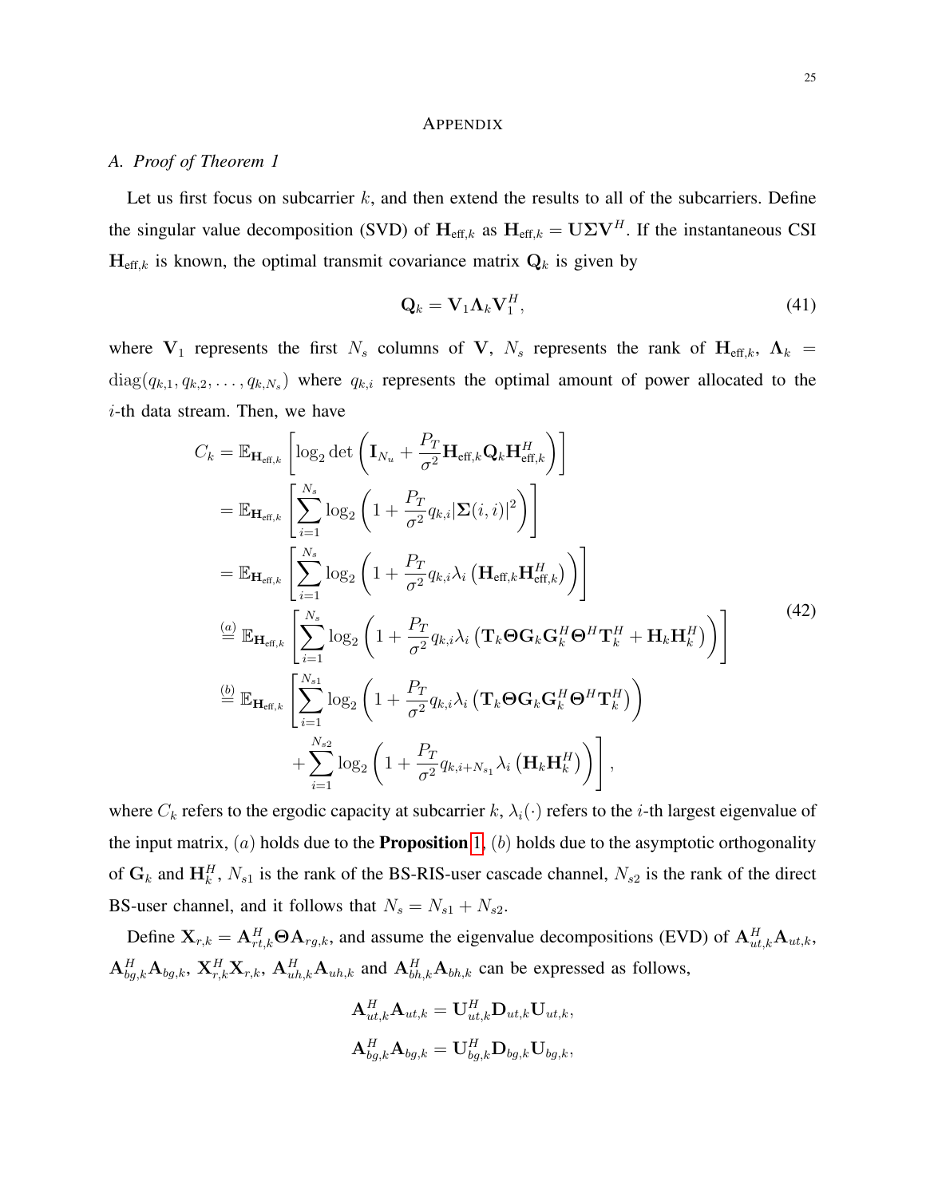## Appendix

### A. Proof of Theorem 1

Let us first focus on subcarrier $k$, and then extend the results to all of the subcarriers. Define the singular value decomposition (SVD) of $\mathbf{H}_{\text{eff},k}$ as $\mathbf{H}_{\text{eff},k} = \mathbf{U}\boldsymbol{\Sigma}\mathbf{V}^H$. If the instantaneous CSI $\mathbf{H}_{\text{eff},k}$ is known, the optimal transmit covariance matrix $\mathbf{Q}_k$ is given by

$$\mathbf{Q}_k = \mathbf{V}_1\boldsymbol{\Lambda}_k\mathbf{V}_1^H, \tag{41}$$

where $\mathbf{V}_1$ represents the first $N_s$ columns of $\mathbf{V}$, $N_s$ represents the rank of $\mathbf{H}_{\text{eff},k}$, $\boldsymbol{\Lambda}_k = \text{diag}(q_{k,1}, q_{k,2}, \ldots, q_{k,N_s})$ where $q_{k,i}$ represents the optimal amount of power allocated to the $i$-th data stream. Then, we have

$$\begin{aligned}
C_k &= \mathbb{E}_{\mathbf{H}_{\text{eff},k}}\left[\log_2\det\left(\mathbf{I}_{N_u} + \frac{P_T}{\sigma^2}\mathbf{H}_{\text{eff},k}\mathbf{Q}_k\mathbf{H}_{\text{eff},k}^H\right)\right] \\
&= \mathbb{E}_{\mathbf{H}_{\text{eff},k}}\left[\sum_{i=1}^{N_s}\log_2\left(1 + \frac{P_T}{\sigma^2}q_{k,i}|\boldsymbol{\Sigma}(i,i)|^2\right)\right] \\
&= \mathbb{E}_{\mathbf{H}_{\text{eff},k}}\left[\sum_{i=1}^{N_s}\log_2\left(1 + \frac{P_T}{\sigma^2}q_{k,i}\lambda_i\left(\mathbf{H}_{\text{eff},k}\mathbf{H}_{\text{eff},k}^H\right)\right)\right] \\
&\overset{(a)}{=} \mathbb{E}_{\mathbf{H}_{\text{eff},k}}\left[\sum_{i=1}^{N_s}\log_2\left(1 + \frac{P_T}{\sigma^2}q_{k,i}\lambda_i\left(\mathbf{T}_k\boldsymbol{\Theta}\mathbf{G}_k\mathbf{G}_k^H\boldsymbol{\Theta}^H\mathbf{T}_k^H + \mathbf{H}_k\mathbf{H}_k^H\right)\right)\right] \\
&\overset{(b)}{=} \mathbb{E}_{\mathbf{H}_{\text{eff},k}}\left[\sum_{i=1}^{N_{s1}}\log_2\left(1 + \frac{P_T}{\sigma^2}q_{k,i}\lambda_i\left(\mathbf{T}_k\boldsymbol{\Theta}\mathbf{G}_k\mathbf{G}_k^H\boldsymbol{\Theta}^H\mathbf{T}_k^H\right)\right)\right. \\
&\qquad\left. + \sum_{i=1}^{N_{s2}}\log_2\left(1 + \frac{P_T}{\sigma^2}q_{k,i+N_{s_1}}\lambda_i\left(\mathbf{H}_k\mathbf{H}_k^H\right)\right)\right],
\end{aligned} \tag{42}$$

where $C_k$ refers to the ergodic capacity at subcarrier $k$, $\lambda_i(\cdot)$ refers to the $i$-th largest eigenvalue of the input matrix, $(a)$ holds due to the **Proposition** 1, $(b)$ holds due to the asymptotic orthogonality of $\mathbf{G}_k$ and $\mathbf{H}_k^H$, $N_{s1}$ is the rank of the BS-RIS-user cascade channel, $N_{s2}$ is the rank of the direct BS-user channel, and it follows that $N_s = N_{s1} + N_{s2}$.

Define $\mathbf{X}_{r,k} = \mathbf{A}_{rt,k}^H\boldsymbol{\Theta}\mathbf{A}_{rg,k}$, and assume the eigenvalue decompositions (EVD) of $\mathbf{A}_{ut,k}^H\mathbf{A}_{ut,k}$, $\mathbf{A}_{bg,k}^H\mathbf{A}_{bg,k}$, $\mathbf{X}_{r,k}^H\mathbf{X}_{r,k}$, $\mathbf{A}_{uh,k}^H\mathbf{A}_{uh,k}$ and $\mathbf{A}_{bh,k}^H\mathbf{A}_{bh,k}$ can be expressed as follows,

$$\mathbf{A}_{ut,k}^H\mathbf{A}_{ut,k} = \mathbf{U}_{ut,k}^H\mathbf{D}_{ut,k}\mathbf{U}_{ut,k},$$

$$\mathbf{A}_{bg,k}^H\mathbf{A}_{bg,k} = \mathbf{U}_{bg,k}^H\mathbf{D}_{bg,k}\mathbf{U}_{bg,k},$$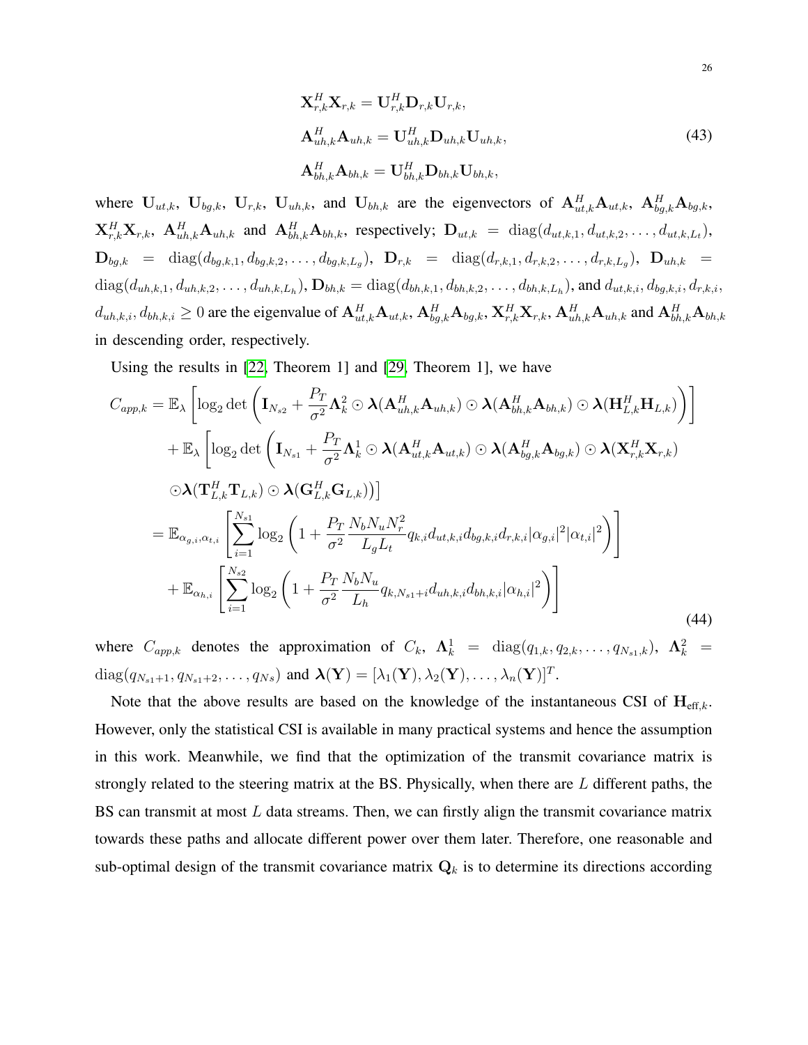$$
\begin{aligned}
&\mathbf{X}_{r,k}^H \mathbf{X}_{r,k} = \mathbf{U}_{r,k}^H \mathbf{D}_{r,k} \mathbf{U}_{r,k}, \\
&\mathbf{A}_{uh,k}^H \mathbf{A}_{uh,k} = \mathbf{U}_{uh,k}^H \mathbf{D}_{uh,k} \mathbf{U}_{uh,k}, \\
&\mathbf{A}_{bh,k}^H \mathbf{A}_{bh,k} = \mathbf{U}_{bh,k}^H \mathbf{D}_{bh,k} \mathbf{U}_{bh,k},
\end{aligned} \tag{43}
$$

where $\mathbf{U}_{ut,k}$, $\mathbf{U}_{bg,k}$, $\mathbf{U}_{r,k}$, $\mathbf{U}_{uh,k}$, and $\mathbf{U}_{bh,k}$ are the eigenvectors of $\mathbf{A}_{ut,k}^H \mathbf{A}_{ut,k}$, $\mathbf{A}_{bg,k}^H \mathbf{A}_{bg,k}$, $\mathbf{X}_{r,k}^H \mathbf{X}_{r,k}$, $\mathbf{A}_{uh,k}^H \mathbf{A}_{uh,k}$ and $\mathbf{A}_{bh,k}^H \mathbf{A}_{bh,k}$, respectively; $\mathbf{D}_{ut,k} = \mathrm{diag}(d_{ut,k,1}, d_{ut,k,2}, \ldots, d_{ut,k,L_t})$, $\mathbf{D}_{bg,k} = \mathrm{diag}(d_{bg,k,1}, d_{bg,k,2}, \ldots, d_{bg,k,L_g})$, $\mathbf{D}_{r,k} = \mathrm{diag}(d_{r,k,1}, d_{r,k,2}, \ldots, d_{r,k,L_g})$, $\mathbf{D}_{uh,k} = \mathrm{diag}(d_{uh,k,1}, d_{uh,k,2}, \ldots, d_{uh,k,L_h})$, $\mathbf{D}_{bh,k} = \mathrm{diag}(d_{bh,k,1}, d_{bh,k,2}, \ldots, d_{bh,k,L_h})$, and $d_{ut,k,i}, d_{bg,k,i}, d_{r,k,i}, d_{uh,k,i}, d_{bh,k,i} \geq 0$ are the eigenvalue of $\mathbf{A}_{ut,k}^H \mathbf{A}_{ut,k}$, $\mathbf{A}_{bg,k}^H \mathbf{A}_{bg,k}$, $\mathbf{X}_{r,k}^H \mathbf{X}_{r,k}$, $\mathbf{A}_{uh,k}^H \mathbf{A}_{uh,k}$ and $\mathbf{A}_{bh,k}^H \mathbf{A}_{bh,k}$ in descending order, respectively.

Using the results in [22, Theorem 1] and [29, Theorem 1], we have

$$
\begin{aligned}
C_{app,k} &= \mathbb{E}_{\lambda}\left[\log_2 \det\left(\mathbf{I}_{N_{s2}} + \frac{P_T}{\sigma^2}\mathbf{\Lambda}_k^2 \odot \boldsymbol{\lambda}(\mathbf{A}_{uh,k}^H \mathbf{A}_{uh,k}) \odot \boldsymbol{\lambda}(\mathbf{A}_{bh,k}^H \mathbf{A}_{bh,k}) \odot \boldsymbol{\lambda}(\mathbf{H}_{L,k}^H \mathbf{H}_{L,k})\right)\right] \\
&\quad + \mathbb{E}_{\lambda}\left[\log_2 \det\left(\mathbf{I}_{N_{s1}} + \frac{P_T}{\sigma^2}\mathbf{\Lambda}_k^1 \odot \boldsymbol{\lambda}(\mathbf{A}_{ut,k}^H \mathbf{A}_{ut,k}) \odot \boldsymbol{\lambda}(\mathbf{A}_{bg,k}^H \mathbf{A}_{bg,k}) \odot \boldsymbol{\lambda}(\mathbf{X}_{r,k}^H \mathbf{X}_{r,k})\right.\right. \\
&\quad \left.\left. \odot \boldsymbol{\lambda}(\mathbf{T}_{L,k}^H \mathbf{T}_{L,k}) \odot \boldsymbol{\lambda}(\mathbf{G}_{L,k}^H \mathbf{G}_{L,k})\right)\right] \\
&= \mathbb{E}_{\alpha_{g,i},\alpha_{t,i}}\left[\sum_{i=1}^{N_{s1}} \log_2\left(1 + \frac{P_T}{\sigma^2}\frac{N_b N_u N_r^2}{L_g L_t} q_{k,i} d_{ut,k,i} d_{bg,k,i} d_{r,k,i} |\alpha_{g,i}|^2 |\alpha_{t,i}|^2\right)\right] \\
&\quad + \mathbb{E}_{\alpha_{h,i}}\left[\sum_{i=1}^{N_{s2}} \log_2\left(1 + \frac{P_T}{\sigma^2}\frac{N_b N_u}{L_h} q_{k,N_{s1}+i} d_{uh,k,i} d_{bh,k,i} |\alpha_{h,i}|^2\right)\right]
\end{aligned} \tag{44}
$$

where $C_{app,k}$ denotes the approximation of $C_k$, $\mathbf{\Lambda}_k^1 = \mathrm{diag}(q_{1,k}, q_{2,k}, \ldots, q_{N_{s1},k})$, $\mathbf{\Lambda}_k^2 = \mathrm{diag}(q_{N_{s1}+1}, q_{N_{s1}+2}, \ldots, q_{Ns})$ and $\boldsymbol{\lambda}(\mathbf{Y}) = [\lambda_1(\mathbf{Y}), \lambda_2(\mathbf{Y}), \ldots, \lambda_n(\mathbf{Y})]^T$.

Note that the above results are based on the knowledge of the instantaneous CSI of $\mathbf{H}_{\text{eff},k}$. However, only the statistical CSI is available in many practical systems and hence the assumption in this work. Meanwhile, we find that the optimization of the transmit covariance matrix is strongly related to the steering matrix at the BS. Physically, when there are $L$ different paths, the BS can transmit at most $L$ data streams. Then, we can firstly align the transmit covariance matrix towards these paths and allocate different power over them later. Therefore, one reasonable and sub-optimal design of the transmit covariance matrix $\mathbf{Q}_k$ is to determine its directions according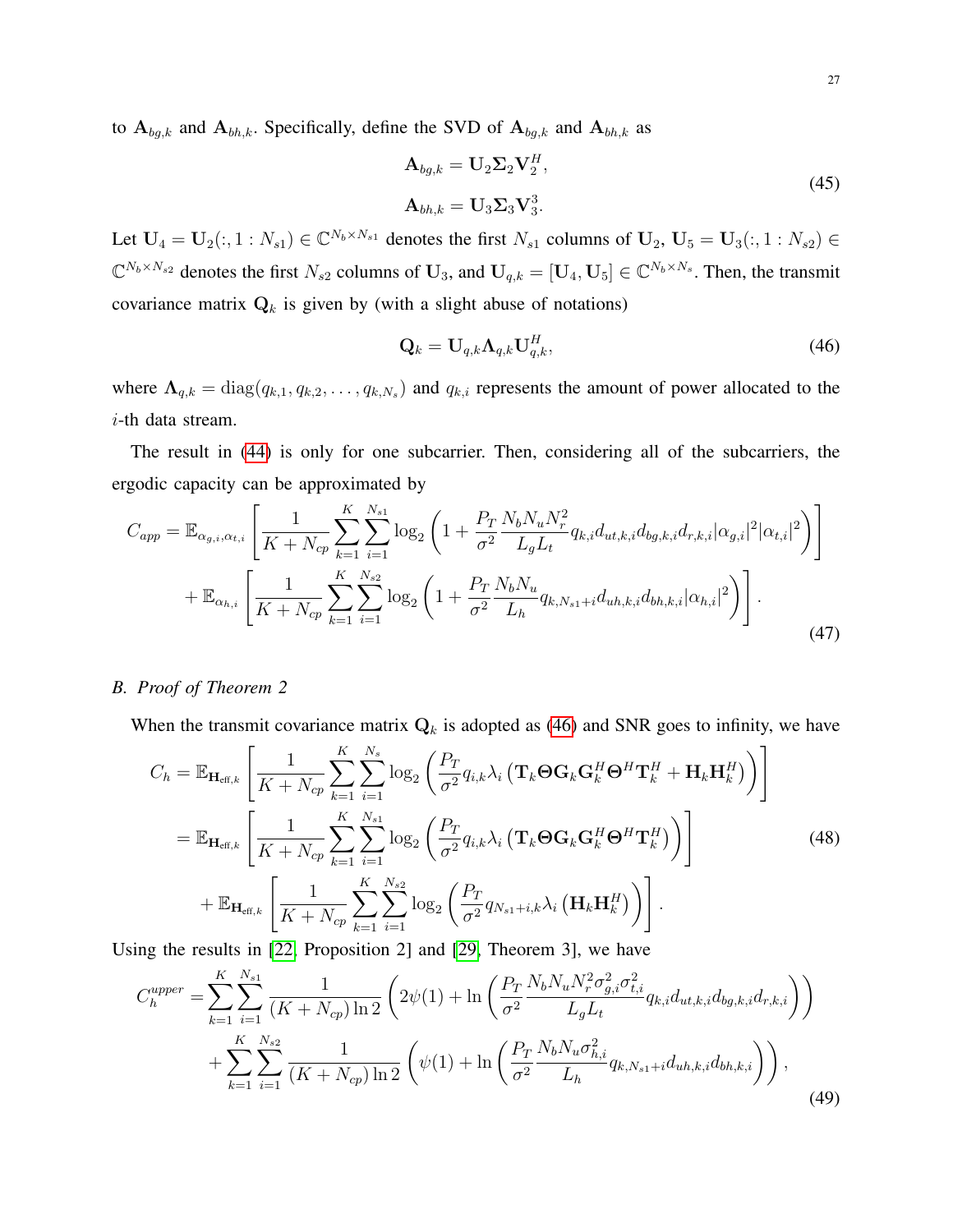to $\mathbf{A}_{bg,k}$ and $\mathbf{A}_{bh,k}$. Specifically, define the SVD of $\mathbf{A}_{bg,k}$ and $\mathbf{A}_{bh,k}$ as

$$
\begin{aligned}
\mathbf{A}_{bg,k} &= \mathbf{U}_2\mathbf{\Sigma}_2\mathbf{V}_2^H, \\
\mathbf{A}_{bh,k} &= \mathbf{U}_3\mathbf{\Sigma}_3\mathbf{V}_3^3.
\end{aligned} \tag{45}
$$

Let $\mathbf{U}_4 = \mathbf{U}_2(:, 1:N_{s1}) \in \mathbb{C}^{N_b \times N_{s1}}$ denotes the first $N_{s1}$ columns of $\mathbf{U}_2$, $\mathbf{U}_5 = \mathbf{U}_3(:, 1:N_{s2}) \in \mathbb{C}^{N_b \times N_{s2}}$ denotes the first $N_{s2}$ columns of $\mathbf{U}_3$, and $\mathbf{U}_{q,k} = [\mathbf{U}_4, \mathbf{U}_5] \in \mathbb{C}^{N_b \times N_s}$. Then, the transmit covariance matrix $\mathbf{Q}_k$ is given by (with a slight abuse of notations)

$$
\mathbf{Q}_k = \mathbf{U}_{q,k}\mathbf{\Lambda}_{q,k}\mathbf{U}_{q,k}^H, \tag{46}
$$

where $\mathbf{\Lambda}_{q,k} = \mathrm{diag}(q_{k,1}, q_{k,2}, \ldots, q_{k,N_s})$ and $q_{k,i}$ represents the amount of power allocated to the $i$-th data stream.

The result in (44) is only for one subcarrier. Then, considering all of the subcarriers, the ergodic capacity can be approximated by

$$
\begin{aligned}
C_{app} = &\mathbb{E}_{\alpha_{g,i},\alpha_{t,i}}\left[\frac{1}{K+N_{cp}}\sum_{k=1}^{K}\sum_{i=1}^{N_{s1}}\log_2\left(1+\frac{P_T}{\sigma^2}\frac{N_bN_uN_r^2}{L_gL_t}q_{k,i}d_{ut,k,i}d_{bg,k,i}d_{r,k,i}|\alpha_{g,i}|^2|\alpha_{t,i}|^2\right)\right] \\
&+\mathbb{E}_{\alpha_{h,i}}\left[\frac{1}{K+N_{cp}}\sum_{k=1}^{K}\sum_{i=1}^{N_{s2}}\log_2\left(1+\frac{P_T}{\sigma^2}\frac{N_bN_u}{L_h}q_{k,N_{s1}+i}d_{uh,k,i}d_{bh,k,i}|\alpha_{h,i}|^2\right)\right].
\end{aligned} \tag{47}
$$

### B. Proof of Theorem 2

When the transmit covariance matrix $\mathbf{Q}_k$ is adopted as (46) and SNR goes to infinity, we have

$$
\begin{aligned}
C_h &= \mathbb{E}_{\mathbf{H}_{\text{eff},k}}\left[\frac{1}{K+N_{cp}}\sum_{k=1}^{K}\sum_{i=1}^{N_s}\log_2\left(\frac{P_T}{\sigma^2}q_{i,k}\lambda_i\left(\mathbf{T}_k\mathbf{\Theta}\mathbf{G}_k\mathbf{G}_k^H\mathbf{\Theta}^H\mathbf{T}_k^H+\mathbf{H}_k\mathbf{H}_k^H\right)\right)\right] \\
&= \mathbb{E}_{\mathbf{H}_{\text{eff},k}}\left[\frac{1}{K+N_{cp}}\sum_{k=1}^{K}\sum_{i=1}^{N_{s1}}\log_2\left(\frac{P_T}{\sigma^2}q_{i,k}\lambda_i\left(\mathbf{T}_k\mathbf{\Theta}\mathbf{G}_k\mathbf{G}_k^H\mathbf{\Theta}^H\mathbf{T}_k^H\right)\right)\right] \\
&\quad + \mathbb{E}_{\mathbf{H}_{\text{eff},k}}\left[\frac{1}{K+N_{cp}}\sum_{k=1}^{K}\sum_{i=1}^{N_{s2}}\log_2\left(\frac{P_T}{\sigma^2}q_{N_{s1}+i,k}\lambda_i\left(\mathbf{H}_k\mathbf{H}_k^H\right)\right)\right].
\end{aligned} \tag{48}
$$

Using the results in [22, Proposition 2] and [29, Theorem 3], we have

$$
\begin{aligned}
C_h^{upper} = &\sum_{k=1}^{K}\sum_{i=1}^{N_{s1}}\frac{1}{(K+N_{cp})\ln 2}\left(2\psi(1)+\ln\left(\frac{P_T}{\sigma^2}\frac{N_bN_uN_r^2\sigma_{g,i}^2\sigma_{t,i}^2}{L_gL_t}q_{k,i}d_{ut,k,i}d_{bg,k,i}d_{r,k,i}\right)\right) \\
&+\sum_{k=1}^{K}\sum_{i=1}^{N_{s2}}\frac{1}{(K+N_{cp})\ln 2}\left(\psi(1)+\ln\left(\frac{P_T}{\sigma^2}\frac{N_bN_u\sigma_{h,i}^2}{L_h}q_{k,N_{s1}+i}d_{uh,k,i}d_{bh,k,i}\right)\right),
\end{aligned} \tag{49}
$$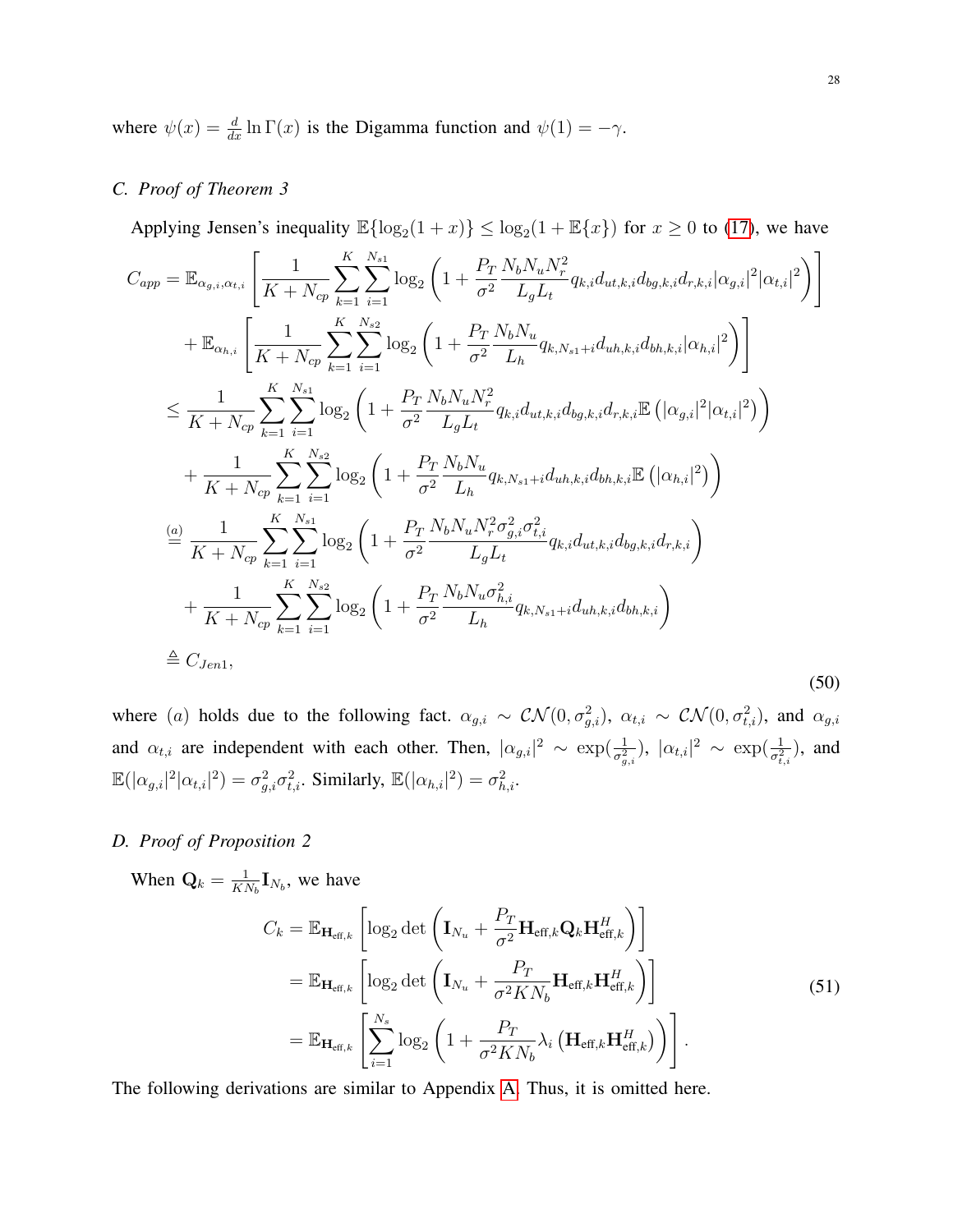where $\psi(x) = \frac{d}{dx}\ln\Gamma(x)$ is the Digamma function and $\psi(1) = -\gamma$.

### C. Proof of Theorem 3

Applying Jensen's inequality $\mathbb{E}\{\log_2(1+x)\} \le \log_2(1+\mathbb{E}\{x\})$ for $x \ge 0$ to (17), we have

$$
\begin{aligned}
C_{app} &= \mathbb{E}_{\alpha_{g,i},\alpha_{t,i}}\left[\frac{1}{K+N_{cp}}\sum_{k=1}^{K}\sum_{i=1}^{N_{s1}}\log_2\left(1+\frac{P_T}{\sigma^2}\frac{N_bN_uN_r^2}{L_gL_t}q_{k,i}d_{ut,k,i}d_{bg,k,i}d_{r,k,i}|\alpha_{g,i}|^2|\alpha_{t,i}|^2\right)\right]\\
&\quad+\mathbb{E}_{\alpha_{h,i}}\left[\frac{1}{K+N_{cp}}\sum_{k=1}^{K}\sum_{i=1}^{N_{s2}}\log_2\left(1+\frac{P_T}{\sigma^2}\frac{N_bN_u}{L_h}q_{k,N_{s1}+i}d_{uh,k,i}d_{bh,k,i}|\alpha_{h,i}|^2\right)\right]\\
&\le \frac{1}{K+N_{cp}}\sum_{k=1}^{K}\sum_{i=1}^{N_{s1}}\log_2\left(1+\frac{P_T}{\sigma^2}\frac{N_bN_uN_r^2}{L_gL_t}q_{k,i}d_{ut,k,i}d_{bg,k,i}d_{r,k,i}\mathbb{E}\left(|\alpha_{g,i}|^2|\alpha_{t,i}|^2\right)\right)\\
&\quad+\frac{1}{K+N_{cp}}\sum_{k=1}^{K}\sum_{i=1}^{N_{s2}}\log_2\left(1+\frac{P_T}{\sigma^2}\frac{N_bN_u}{L_h}q_{k,N_{s1}+i}d_{uh,k,i}d_{bh,k,i}\mathbb{E}\left(|\alpha_{h,i}|^2\right)\right)\\
&\overset{(a)}{=} \frac{1}{K+N_{cp}}\sum_{k=1}^{K}\sum_{i=1}^{N_{s1}}\log_2\left(1+\frac{P_T}{\sigma^2}\frac{N_bN_uN_r^2\sigma_{g,i}^2\sigma_{t,i}^2}{L_gL_t}q_{k,i}d_{ut,k,i}d_{bg,k,i}d_{r,k,i}\right)\\
&\quad+\frac{1}{K+N_{cp}}\sum_{k=1}^{K}\sum_{i=1}^{N_{s2}}\log_2\left(1+\frac{P_T}{\sigma^2}\frac{N_bN_u\sigma_{h,i}^2}{L_h}q_{k,N_{s1}+i}d_{uh,k,i}d_{bh,k,i}\right)\\
&\triangleq C_{Jen1},
\end{aligned}
\tag{50}
$$

where $(a)$ holds due to the following fact. $\alpha_{g,i} \sim \mathcal{CN}(0,\sigma_{g,i}^2)$, $\alpha_{t,i} \sim \mathcal{CN}(0,\sigma_{t,i}^2)$, and $\alpha_{g,i}$ and $\alpha_{t,i}$ are independent with each other. Then, $|\alpha_{g,i}|^2 \sim \exp(\frac{1}{\sigma_{g,i}^2})$, $|\alpha_{t,i}|^2 \sim \exp(\frac{1}{\sigma_{t,i}^2})$, and $\mathbb{E}(|\alpha_{g,i}|^2|\alpha_{t,i}|^2) = \sigma_{g,i}^2\sigma_{t,i}^2$. Similarly, $\mathbb{E}(|\alpha_{h,i}|^2) = \sigma_{h,i}^2$.

### D. Proof of Proposition 2

When $\mathbf{Q}_k = \frac{1}{KN_b}\mathbf{I}_{N_b}$, we have

$$
\begin{aligned}
C_k &= \mathbb{E}_{\mathbf{H}_{\text{eff},k}}\left[\log_2\det\left(\mathbf{I}_{N_u}+\frac{P_T}{\sigma^2}\mathbf{H}_{\text{eff},k}\mathbf{Q}_k\mathbf{H}_{\text{eff},k}^H\right)\right]\\
&= \mathbb{E}_{\mathbf{H}_{\text{eff},k}}\left[\log_2\det\left(\mathbf{I}_{N_u}+\frac{P_T}{\sigma^2KN_b}\mathbf{H}_{\text{eff},k}\mathbf{H}_{\text{eff},k}^H\right)\right]\\
&= \mathbb{E}_{\mathbf{H}_{\text{eff},k}}\left[\sum_{i=1}^{N_s}\log_2\left(1+\frac{P_T}{\sigma^2KN_b}\lambda_i\left(\mathbf{H}_{\text{eff},k}\mathbf{H}_{\text{eff},k}^H\right)\right)\right].
\end{aligned}
\tag{51}
$$

The following derivations are similar to Appendix A. Thus, it is omitted here.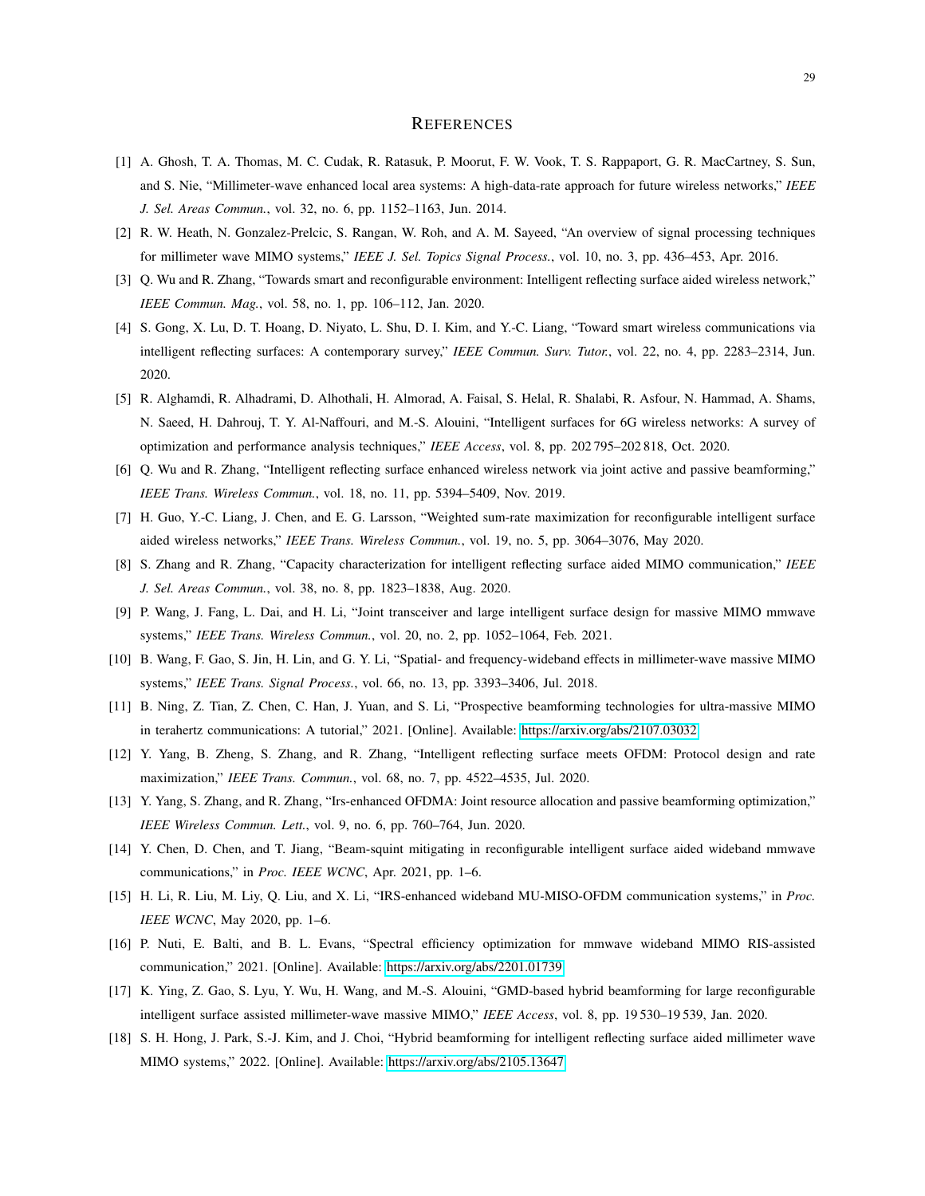# REFERENCES

[1] A. Ghosh, T. A. Thomas, M. C. Cudak, R. Ratasuk, P. Moorut, F. W. Vook, T. S. Rappaport, G. R. MacCartney, S. Sun, and S. Nie, "Millimeter-wave enhanced local area systems: A high-data-rate approach for future wireless networks," *IEEE J. Sel. Areas Commun.*, vol. 32, no. 6, pp. 1152–1163, Jun. 2014.

[2] R. W. Heath, N. Gonzalez-Prelcic, S. Rangan, W. Roh, and A. M. Sayeed, "An overview of signal processing techniques for millimeter wave MIMO systems," *IEEE J. Sel. Topics Signal Process.*, vol. 10, no. 3, pp. 436–453, Apr. 2016.

[3] Q. Wu and R. Zhang, "Towards smart and reconfigurable environment: Intelligent reflecting surface aided wireless network," *IEEE Commun. Mag.*, vol. 58, no. 1, pp. 106–112, Jan. 2020.

[4] S. Gong, X. Lu, D. T. Hoang, D. Niyato, L. Shu, D. I. Kim, and Y.-C. Liang, "Toward smart wireless communications via intelligent reflecting surfaces: A contemporary survey," *IEEE Commun. Surv. Tutor.*, vol. 22, no. 4, pp. 2283–2314, Jun. 2020.

[5] R. Alghamdi, R. Alhadrami, D. Alhothali, H. Almorad, A. Faisal, S. Helal, R. Shalabi, R. Asfour, N. Hammad, A. Shams, N. Saeed, H. Dahrouj, T. Y. Al-Naffouri, and M.-S. Alouini, "Intelligent surfaces for 6G wireless networks: A survey of optimization and performance analysis techniques," *IEEE Access*, vol. 8, pp. 202 795–202 818, Oct. 2020.

[6] Q. Wu and R. Zhang, "Intelligent reflecting surface enhanced wireless network via joint active and passive beamforming," *IEEE Trans. Wireless Commun.*, vol. 18, no. 11, pp. 5394–5409, Nov. 2019.

[7] H. Guo, Y.-C. Liang, J. Chen, and E. G. Larsson, "Weighted sum-rate maximization for reconfigurable intelligent surface aided wireless networks," *IEEE Trans. Wireless Commun.*, vol. 19, no. 5, pp. 3064–3076, May 2020.

[8] S. Zhang and R. Zhang, "Capacity characterization for intelligent reflecting surface aided MIMO communication," *IEEE J. Sel. Areas Commun.*, vol. 38, no. 8, pp. 1823–1838, Aug. 2020.

[9] P. Wang, J. Fang, L. Dai, and H. Li, "Joint transceiver and large intelligent surface design for massive MIMO mmwave systems," *IEEE Trans. Wireless Commun.*, vol. 20, no. 2, pp. 1052–1064, Feb. 2021.

[10] B. Wang, F. Gao, S. Jin, H. Lin, and G. Y. Li, "Spatial- and frequency-wideband effects in millimeter-wave massive MIMO systems," *IEEE Trans. Signal Process.*, vol. 66, no. 13, pp. 3393–3406, Jul. 2018.

[11] B. Ning, Z. Tian, Z. Chen, C. Han, J. Yuan, and S. Li, "Prospective beamforming technologies for ultra-massive MIMO in terahertz communications: A tutorial," 2021. [Online]. Available: https://arxiv.org/abs/2107.03032

[12] Y. Yang, B. Zheng, S. Zhang, and R. Zhang, "Intelligent reflecting surface meets OFDM: Protocol design and rate maximization," *IEEE Trans. Commun.*, vol. 68, no. 7, pp. 4522–4535, Jul. 2020.

[13] Y. Yang, S. Zhang, and R. Zhang, "Irs-enhanced OFDMA: Joint resource allocation and passive beamforming optimization," *IEEE Wireless Commun. Lett.*, vol. 9, no. 6, pp. 760–764, Jun. 2020.

[14] Y. Chen, D. Chen, and T. Jiang, "Beam-squint mitigating in reconfigurable intelligent surface aided wideband mmwave communications," in *Proc. IEEE WCNC*, Apr. 2021, pp. 1–6.

[15] H. Li, R. Liu, M. Liy, Q. Liu, and X. Li, "IRS-enhanced wideband MU-MISO-OFDM communication systems," in *Proc. IEEE WCNC*, May 2020, pp. 1–6.

[16] P. Nuti, E. Balti, and B. L. Evans, "Spectral efficiency optimization for mmwave wideband MIMO RIS-assisted communication," 2021. [Online]. Available: https://arxiv.org/abs/2201.01739

[17] K. Ying, Z. Gao, S. Lyu, Y. Wu, H. Wang, and M.-S. Alouini, "GMD-based hybrid beamforming for large reconfigurable intelligent surface assisted millimeter-wave massive MIMO," *IEEE Access*, vol. 8, pp. 19 530–19 539, Jan. 2020.

[18] S. H. Hong, J. Park, S.-J. Kim, and J. Choi, "Hybrid beamforming for intelligent reflecting surface aided millimeter wave MIMO systems," 2022. [Online]. Available: https://arxiv.org/abs/2105.13647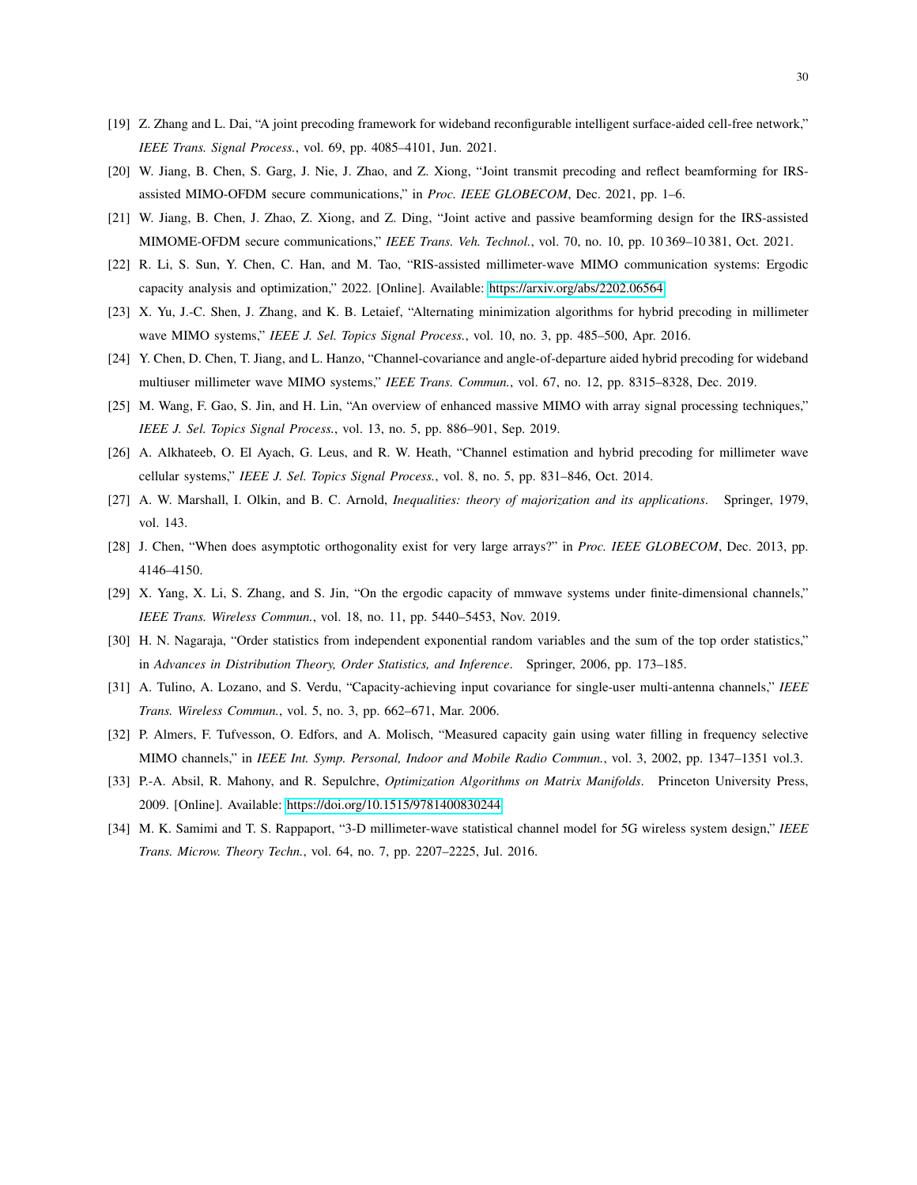[19] Z. Zhang and L. Dai, "A joint precoding framework for wideband reconfigurable intelligent surface-aided cell-free network," *IEEE Trans. Signal Process.*, vol. 69, pp. 4085–4101, Jun. 2021.

[20] W. Jiang, B. Chen, S. Garg, J. Nie, J. Zhao, and Z. Xiong, "Joint transmit precoding and reflect beamforming for IRS-assisted MIMO-OFDM secure communications," in *Proc. IEEE GLOBECOM*, Dec. 2021, pp. 1–6.

[21] W. Jiang, B. Chen, J. Zhao, Z. Xiong, and Z. Ding, "Joint active and passive beamforming design for the IRS-assisted MIMOME-OFDM secure communications," *IEEE Trans. Veh. Technol.*, vol. 70, no. 10, pp. 10 369–10 381, Oct. 2021.

[22] R. Li, S. Sun, Y. Chen, C. Han, and M. Tao, "RIS-assisted millimeter-wave MIMO communication systems: Ergodic capacity analysis and optimization," 2022. [Online]. Available: https://arxiv.org/abs/2202.06564

[23] X. Yu, J.-C. Shen, J. Zhang, and K. B. Letaief, "Alternating minimization algorithms for hybrid precoding in millimeter wave MIMO systems," *IEEE J. Sel. Topics Signal Process.*, vol. 10, no. 3, pp. 485–500, Apr. 2016.

[24] Y. Chen, D. Chen, T. Jiang, and L. Hanzo, "Channel-covariance and angle-of-departure aided hybrid precoding for wideband multiuser millimeter wave MIMO systems," *IEEE Trans. Commun.*, vol. 67, no. 12, pp. 8315–8328, Dec. 2019.

[25] M. Wang, F. Gao, S. Jin, and H. Lin, "An overview of enhanced massive MIMO with array signal processing techniques," *IEEE J. Sel. Topics Signal Process.*, vol. 13, no. 5, pp. 886–901, Sep. 2019.

[26] A. Alkhateeb, O. El Ayach, G. Leus, and R. W. Heath, "Channel estimation and hybrid precoding for millimeter wave cellular systems," *IEEE J. Sel. Topics Signal Process.*, vol. 8, no. 5, pp. 831–846, Oct. 2014.

[27] A. W. Marshall, I. Olkin, and B. C. Arnold, *Inequalities: theory of majorization and its applications*. Springer, 1979, vol. 143.

[28] J. Chen, "When does asymptotic orthogonality exist for very large arrays?" in *Proc. IEEE GLOBECOM*, Dec. 2013, pp. 4146–4150.

[29] X. Yang, X. Li, S. Zhang, and S. Jin, "On the ergodic capacity of mmwave systems under finite-dimensional channels," *IEEE Trans. Wireless Commun.*, vol. 18, no. 11, pp. 5440–5453, Nov. 2019.

[30] H. N. Nagaraja, "Order statistics from independent exponential random variables and the sum of the top order statistics," in *Advances in Distribution Theory, Order Statistics, and Inference*. Springer, 2006, pp. 173–185.

[31] A. Tulino, A. Lozano, and S. Verdu, "Capacity-achieving input covariance for single-user multi-antenna channels," *IEEE Trans. Wireless Commun.*, vol. 5, no. 3, pp. 662–671, Mar. 2006.

[32] P. Almers, F. Tufvesson, O. Edfors, and A. Molisch, "Measured capacity gain using water filling in frequency selective MIMO channels," in *IEEE Int. Symp. Personal, Indoor and Mobile Radio Commun.*, vol. 3, 2002, pp. 1347–1351 vol.3.

[33] P.-A. Absil, R. Mahony, and R. Sepulchre, *Optimization Algorithms on Matrix Manifolds*. Princeton University Press, 2009. [Online]. Available: https://doi.org/10.1515/9781400830244

[34] M. K. Samimi and T. S. Rappaport, "3-D millimeter-wave statistical channel model for 5G wireless system design," *IEEE Trans. Microw. Theory Techn.*, vol. 64, no. 7, pp. 2207–2225, Jul. 2016.